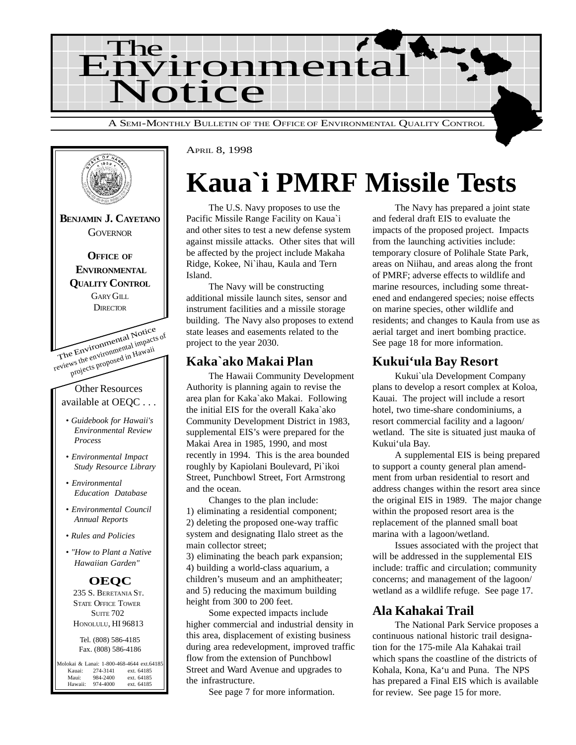# The Environmental Notice

A SEMI-MONTHLY BULLETIN OF THE OFFICE OF ENVIRONMENTAL QUALITY CONTROL

**BENJAMIN J. CAYETANO**
GOVERNOR

**OFFICE OF ENVIRONMENTAL QUALITY CONTROL**
GARY GILL
DIRECTOR

The Environmental Notice reviews the environmental impacts of projects proposed in Hawaii

Other Resources available at OEQC . . .

- *Guidebook for Hawaii's Environmental Review Process*
- *Environmental Impact Study Resource Library*
- *Environmental Education Database*
- *Environmental Council Annual Reports*
- *Rules and Policies*
- *"How to Plant a Native Hawaiian Garden"*

**OEQC**
235 S. BERETANIA ST.
STATE OFFICE TOWER
SUITE 702
HONOLULU, HI 96813

Tel. (808) 586-4185
Fax. (808) 586-4186

| | | |
|---|---|---|
| Molokai & Lanai: | 1-800-468-4644 | ext.64185 |
| Kauai: | 274-3141 | ext. 64185 |
| Maui: | 984-2400 | ext. 64185 |
| Hawaii: | 974-4000 | ext. 64185 |

APRIL 8, 1998

# Kaua`i PMRF Missile Tests

The U.S. Navy proposes to use the Pacific Missile Range Facility on Kaua`i and other sites to test a new defense system against missile attacks. Other sites that will be affected by the project include Makaha Ridge, Kokee, Ni`ihau, Kaula and Tern Island.

The Navy will be constructing additional missile launch sites, sensor and instrument facilities and a missile storage building. The Navy also proposes to extend state leases and easements related to the project to the year 2030.

The Navy has prepared a joint state and federal draft EIS to evaluate the impacts of the proposed project. Impacts from the launching activities include: temporary closure of Polihale State Park, areas on Niihau, and areas along the front of PMRF; adverse effects to wildlife and marine resources, including some threatened and endangered species; noise effects on marine species, other wildlife and residents; and changes to Kaula from use as aerial target and inert bombing practice. See page 18 for more information.

## Kaka`ako Makai Plan

The Hawaii Community Development Authority is planning again to revise the area plan for Kaka`ako Makai. Following the initial EIS for the overall Kaka`ako Community Development District in 1983, supplemental EIS's were prepared for the Makai Area in 1985, 1990, and most recently in 1994. This is the area bounded roughly by Kapiolani Boulevard, Pi`ikoi Street, Punchbowl Street, Fort Armstrong and the ocean.

Changes to the plan include:
1) eliminating a residential component;
2) deleting the proposed one-way traffic system and designating Ilalo street as the main collector street;
3) eliminating the beach park expansion;
4) building a world-class aquarium, a children's museum and an amphitheater; and 5) reducing the maximum building height from 300 to 200 feet.

Some expected impacts include higher commercial and industrial density in this area, displacement of existing business during area redevelopment, improved traffic flow from the extension of Punchbowl Street and Ward Avenue and upgrades to the infrastructure.

See page 7 for more information.

## Kukui'ula Bay Resort

Kukui`ula Development Company plans to develop a resort complex at Koloa, Kauai. The project will include a resort hotel, two time-share condominiums, a resort commercial facility and a lagoon/ wetland. The site is situated just mauka of Kukui'ula Bay.

A supplemental EIS is being prepared to support a county general plan amendment from urban residential to resort and address changes within the resort area since the original EIS in 1989. The major change within the proposed resort area is the replacement of the planned small boat marina with a lagoon/wetland.

Issues associated with the project that will be addressed in the supplemental EIS include: traffic and circulation; community concerns; and management of the lagoon/ wetland as a wildlife refuge. See page 17.

## Ala Kahakai Trail

The National Park Service proposes a continuous national historic trail designation for the 175-mile Ala Kahakai trail which spans the coastline of the districts of Kohala, Kona, Ka'u and Puna. The NPS has prepared a Final EIS which is available for review. See page 15 for more.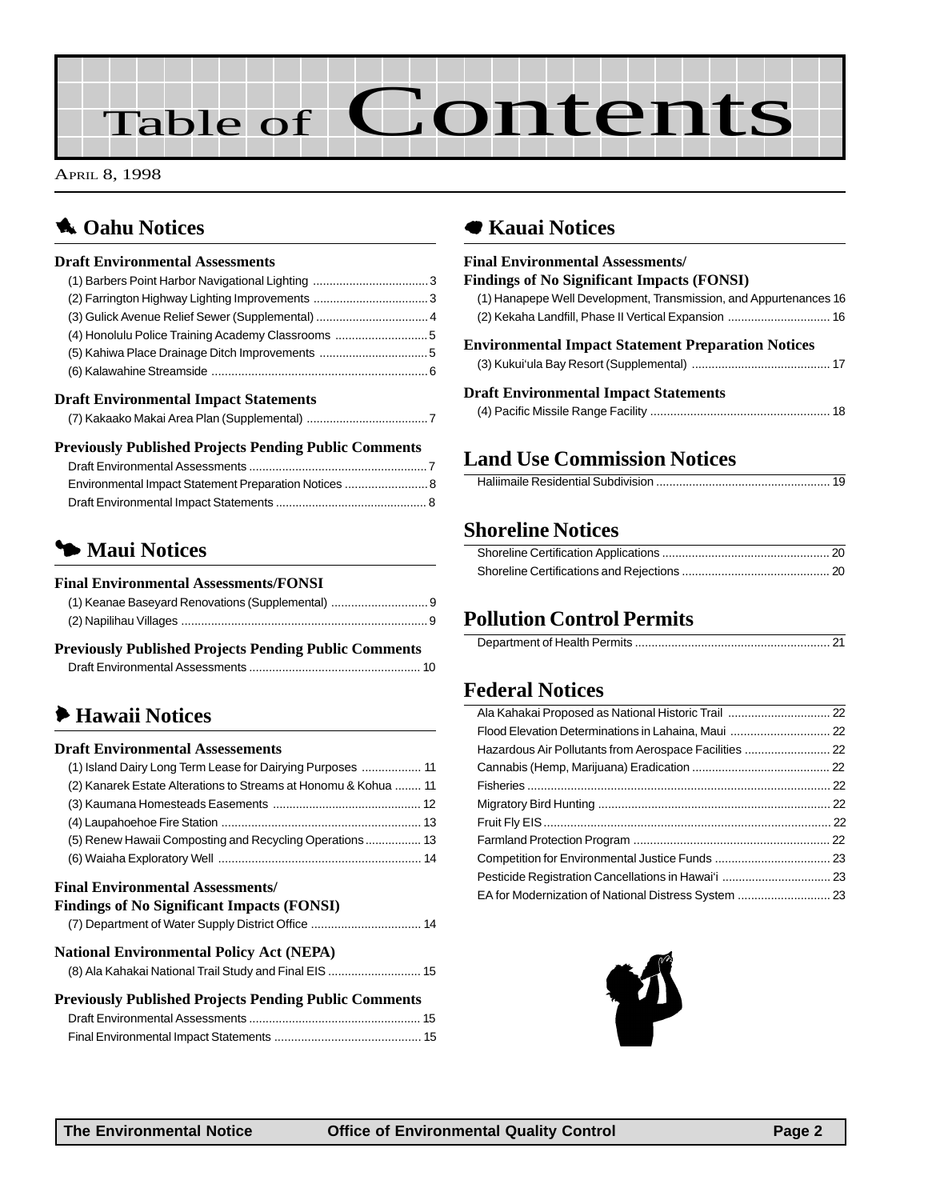# Table of Contents

April 8, 1998

## Oahu Notices

### Draft Environmental Assessments

(1) Barbers Point Harbor Navigational Lighting .... 3
(2) Farrington Highway Lighting Improvements .... 3
(3) Gulick Avenue Relief Sewer (Supplemental) .... 4
(4) Honolulu Police Training Academy Classrooms .... 5
(5) Kahiwa Place Drainage Ditch Improvements .... 5
(6) Kalawahine Streamside .... 6

### Draft Environmental Impact Statements

(7) Kakaako Makai Area Plan (Supplemental) .... 7

### Previously Published Projects Pending Public Comments

Draft Environmental Assessments .... 7
Environmental Impact Statement Preparation Notices .... 8
Draft Environmental Impact Statements .... 8

## Maui Notices

### Final Environmental Assessments/FONSI

(1) Keanae Baseyard Renovations (Supplemental) .... 9
(2) Napilihau Villages .... 9

### Previously Published Projects Pending Public Comments

Draft Environmental Assessments .... 10

## Hawaii Notices

### Draft Environmental Assessements

(1) Island Dairy Long Term Lease for Dairying Purposes .... 11
(2) Kanarek Estate Alterations to Streams at Honomu & Kohua .... 11
(3) Kaumana Homesteads Easements .... 12
(4) Laupahoehoe Fire Station .... 13
(5) Renew Hawaii Composting and Recycling Operations .... 13
(6) Waiaha Exploratory Well .... 14

### Final Environmental Assessments/ Findings of No Significant Impacts (FONSI)

(7) Department of Water Supply District Office .... 14

### National Environmental Policy Act (NEPA)

(8) Ala Kahakai National Trail Study and Final EIS .... 15

### Previously Published Projects Pending Public Comments

Draft Environmental Assessments .... 15
Final Environmental Impact Statements .... 15

## Kauai Notices

### Final Environmental Assessments/ Findings of No Significant Impacts (FONSI)

(1) Hanapepe Well Development, Transmission, and Appurtenances 16
(2) Kekaha Landfill, Phase II Vertical Expansion .... 16

### Environmental Impact Statement Preparation Notices

(3) Kukui'ula Bay Resort (Supplemental) .... 17

### Draft Environmental Impact Statements

(4) Pacific Missile Range Facility .... 18

## Land Use Commission Notices

Haliimaile Residential Subdivision .... 19

## Shoreline Notices

Shoreline Certification Applications .... 20
Shoreline Certifications and Rejections .... 20

## Pollution Control Permits

Department of Health Permits .... 21

## Federal Notices

Ala Kahakai Proposed as National Historic Trail .... 22
Flood Elevation Determinations in Lahaina, Maui .... 22
Hazardous Air Pollutants from Aerospace Facilities .... 22
Cannabis (Hemp, Marijuana) Eradication .... 22
Fisheries .... 22
Migratory Bird Hunting .... 22
Fruit Fly EIS .... 22
Farmland Protection Program .... 22
Competition for Environmental Justice Funds .... 23
Pesticide Registration Cancellations in Hawai'i .... 23
EA for Modernization of National Distress System .... 23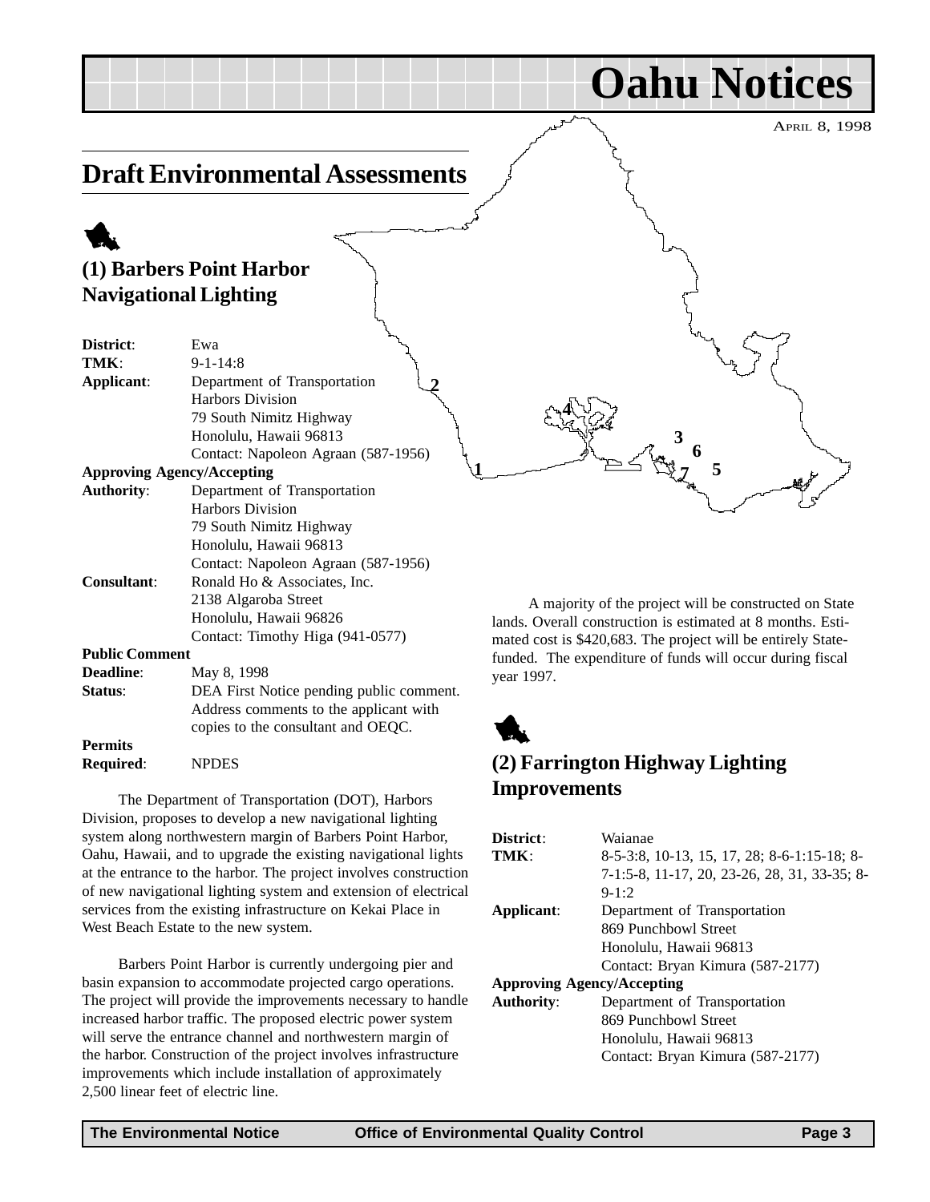# Oahu Notices

APRIL 8, 1998

## Draft Environmental Assessments

### (1) Barbers Point Harbor Navigational Lighting

**District**: Ewa
**TMK**: 9-1-14:8
**Applicant**: Department of Transportation
Harbors Division
79 South Nimitz Highway
Honolulu, Hawaii 96813
Contact: Napoleon Agraan (587-1956)
**Approving Agency/Accepting Authority**: Department of Transportation
Harbors Division
79 South Nimitz Highway
Honolulu, Hawaii 96813
Contact: Napoleon Agraan (587-1956)
**Consultant**: Ronald Ho & Associates, Inc.
2138 Algaroba Street
Honolulu, Hawaii 96826
Contact: Timothy Higa (941-0577)
**Public Comment Deadline**: May 8, 1998
**Status**: DEA First Notice pending public comment. Address comments to the applicant with copies to the consultant and OEQC.
**Permits Required**: NPDES

The Department of Transportation (DOT), Harbors Division, proposes to develop a new navigational lighting system along northwestern margin of Barbers Point Harbor, Oahu, Hawaii, and to upgrade the existing navigational lights at the entrance to the harbor. The project involves construction of new navigational lighting system and extension of electrical services from the existing infrastructure on Kekai Place in West Beach Estate to the new system.

Barbers Point Harbor is currently undergoing pier and basin expansion to accommodate projected cargo operations. The project will provide the improvements necessary to handle increased harbor traffic. The proposed electric power system will serve the entrance channel and northwestern margin of the harbor. Construction of the project involves infrastructure improvements which include installation of approximately 2,500 linear feet of electric line.

A majority of the project will be constructed on State lands. Overall construction is estimated at 8 months. Estimated cost is $420,683. The project will be entirely State-funded. The expenditure of funds will occur during fiscal year 1997.

### (2) Farrington Highway Lighting Improvements

**District**: Waianae
**TMK**: 8-5-3:8, 10-13, 15, 17, 28; 8-6-1:15-18; 8-7-1:5-8, 11-17, 20, 23-26, 28, 31, 33-35; 8-9-1:2
**Applicant**: Department of Transportation
869 Punchbowl Street
Honolulu, Hawaii 96813
Contact: Bryan Kimura (587-2177)
**Approving Agency/Accepting Authority**: Department of Transportation
869 Punchbowl Street
Honolulu, Hawaii 96813
Contact: Bryan Kimura (587-2177)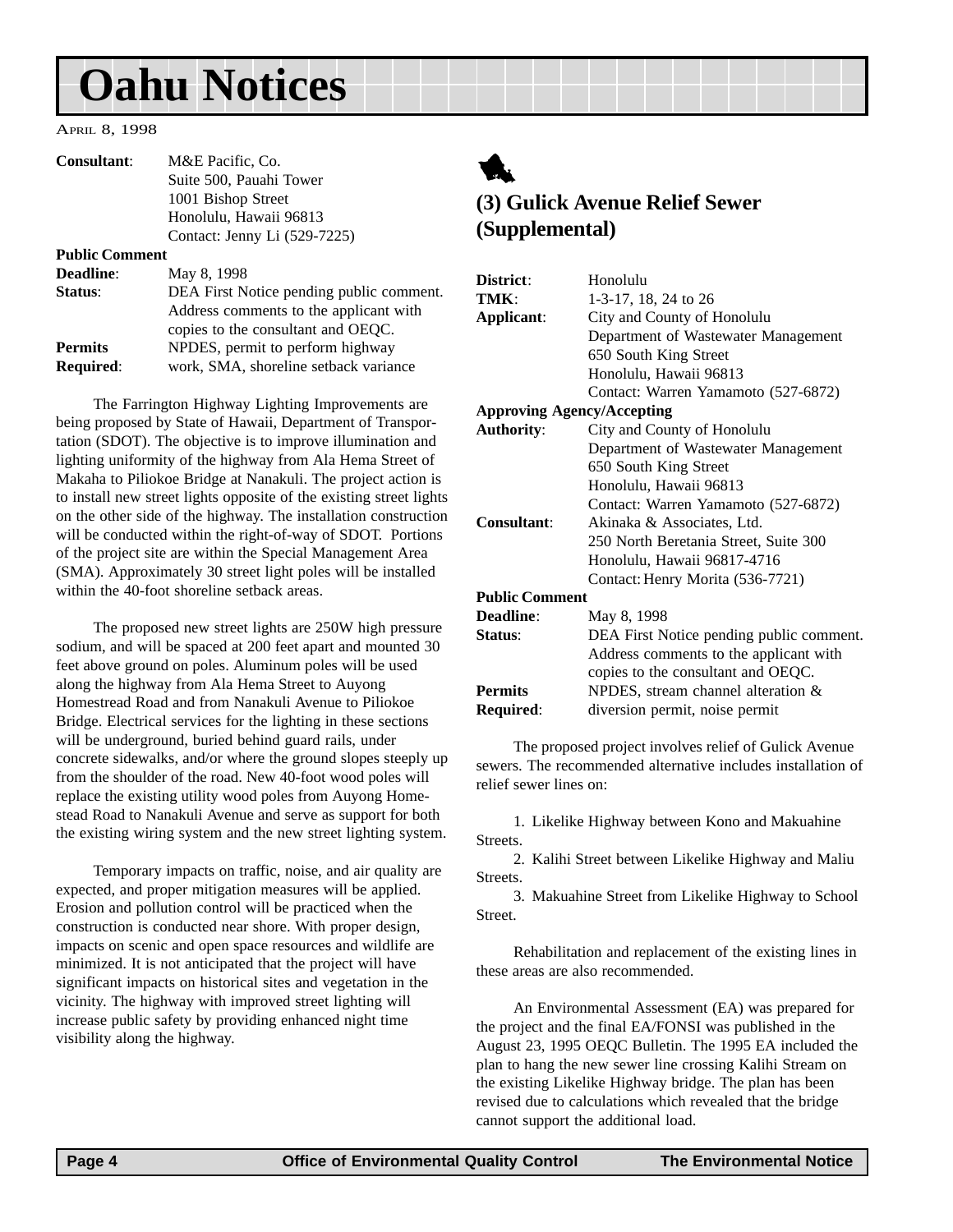# Oahu Notices

APRIL 8, 1998

| | |
|---|---|
| **Consultant**: | M&E Pacific, Co.<br>Suite 500, Pauahi Tower<br>1001 Bishop Street<br>Honolulu, Hawaii 96813<br>Contact: Jenny Li (529-7225) |
| **Public Comment Deadline**: | May 8, 1998 |
| **Status**: | DEA First Notice pending public comment. Address comments to the applicant with copies to the consultant and OEQC. |
| **Permits Required**: | NPDES, permit to perform highway work, SMA, shoreline setback variance |

The Farrington Highway Lighting Improvements are being proposed by State of Hawaii, Department of Transportation (SDOT). The objective is to improve illumination and lighting uniformity of the highway from Ala Hema Street of Makaha to Piliokoe Bridge at Nanakuli. The project action is to install new street lights opposite of the existing street lights on the other side of the highway. The installation construction will be conducted within the right-of-way of SDOT. Portions of the project site are within the Special Management Area (SMA). Approximately 30 street light poles will be installed within the 40-foot shoreline setback areas.

The proposed new street lights are 250W high pressure sodium, and will be spaced at 200 feet apart and mounted 30 feet above ground on poles. Aluminum poles will be used along the highway from Ala Hema Street to Auyong Homestread Road and from Nanakuli Avenue to Piliokoe Bridge. Electrical services for the lighting in these sections will be underground, buried behind guard rails, under concrete sidewalks, and/or where the ground slopes steeply up from the shoulder of the road. New 40-foot wood poles will replace the existing utility wood poles from Auyong Homestead Road to Nanakuli Avenue and serve as support for both the existing wiring system and the new street lighting system.

Temporary impacts on traffic, noise, and air quality are expected, and proper mitigation measures will be applied. Erosion and pollution control will be practiced when the construction is conducted near shore. With proper design, impacts on scenic and open space resources and wildlife are minimized. It is not anticipated that the project will have significant impacts on historical sites and vegetation in the vicinity. The highway with improved street lighting will increase public safety by providing enhanced night time visibility along the highway.

## (3) Gulick Avenue Relief Sewer (Supplemental)

| | |
|---|---|
| **District**: | Honolulu |
| **TMK**: | 1-3-17, 18, 24 to 26 |
| **Applicant**: | City and County of Honolulu<br>Department of Wastewater Management<br>650 South King Street<br>Honolulu, Hawaii 96813<br>Contact: Warren Yamamoto (527-6872) |
| **Approving Agency/Accepting Authority**: | City and County of Honolulu<br>Department of Wastewater Management<br>650 South King Street<br>Honolulu, Hawaii 96813<br>Contact: Warren Yamamoto (527-6872) |
| **Consultant**: | Akinaka & Associates, Ltd.<br>250 North Beretania Street, Suite 300<br>Honolulu, Hawaii 96817-4716<br>Contact: Henry Morita (536-7721) |
| **Public Comment Deadline**: | May 8, 1998 |
| **Status**: | DEA First Notice pending public comment. Address comments to the applicant with copies to the consultant and OEQC. |
| **Permits Required**: | NPDES, stream channel alteration & diversion permit, noise permit |

The proposed project involves relief of Gulick Avenue sewers. The recommended alternative includes installation of relief sewer lines on:

1. Likelike Highway between Kono and Makuahine Streets.
2. Kalihi Street between Likelike Highway and Maliu Streets.
3. Makuahine Street from Likelike Highway to School Street.

Rehabilitation and replacement of the existing lines in these areas are also recommended.

An Environmental Assessment (EA) was prepared for the project and the final EA/FONSI was published in the August 23, 1995 OEQC Bulletin. The 1995 EA included the plan to hang the new sewer line crossing Kalihi Stream on the existing Likelike Highway bridge. The plan has been revised due to calculations which revealed that the bridge cannot support the additional load.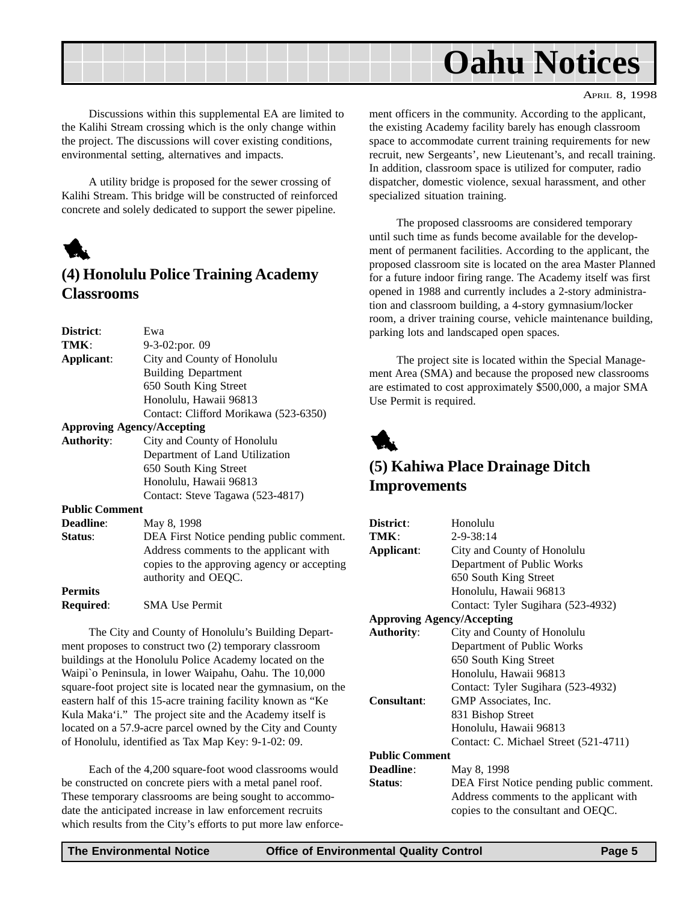Discussions within this supplemental EA are limited to the Kalihi Stream crossing which is the only change within the project. The discussions will cover existing conditions, environmental setting, alternatives and impacts.

A utility bridge is proposed for the sewer crossing of Kalihi Stream. This bridge will be constructed of reinforced concrete and solely dedicated to support the sewer pipeline.

## (4) Honolulu Police Training Academy Classrooms

**District**: Ewa
**TMK**: 9-3-02:por. 09
**Applicant**: City and County of Honolulu
Building Department
650 South King Street
Honolulu, Hawaii 96813
Contact: Clifford Morikawa (523-6350)

**Approving Agency/Accepting Authority**: City and County of Honolulu
Department of Land Utilization
650 South King Street
Honolulu, Hawaii 96813
Contact: Steve Tagawa (523-4817)

**Public Comment Deadline**: May 8, 1998
**Status**: DEA First Notice pending public comment. Address comments to the applicant with copies to the approving agency or accepting authority and OEQC.

**Permits Required**: SMA Use Permit

The City and County of Honolulu's Building Department proposes to construct two (2) temporary classroom buildings at the Honolulu Police Academy located on the Waipi`o Peninsula, in lower Waipahu, Oahu. The 10,000 square-foot project site is located near the gymnasium, on the eastern half of this 15-acre training facility known as "Ke Kula Maka'i." The project site and the Academy itself is located on a 57.9-acre parcel owned by the City and County of Honolulu, identified as Tax Map Key: 9-1-02: 09.

Each of the 4,200 square-foot wood classrooms would be constructed on concrete piers with a metal panel roof. These temporary classrooms are being sought to accommodate the anticipated increase in law enforcement recruits which results from the City's efforts to put more law enforcement officers in the community. According to the applicant, the existing Academy facility barely has enough classroom space to accommodate current training requirements for new recruit, new Sergeants', new Lieutenant's, and recall training. In addition, classroom space is utilized for computer, radio dispatcher, domestic violence, sexual harassment, and other specialized situation training.

The proposed classrooms are considered temporary until such time as funds become available for the development of permanent facilities. According to the applicant, the proposed classroom site is located on the area Master Planned for a future indoor firing range. The Academy itself was first opened in 1988 and currently includes a 2-story administration and classroom building, a 4-story gymnasium/locker room, a driver training course, vehicle maintenance building, parking lots and landscaped open spaces.

The project site is located within the Special Management Area (SMA) and because the proposed new classrooms are estimated to cost approximately $500,000, a major SMA Use Permit is required.

## (5) Kahiwa Place Drainage Ditch Improvements

**District**: Honolulu
**TMK**: 2-9-38:14
**Applicant**: City and County of Honolulu
Department of Public Works
650 South King Street
Honolulu, Hawaii 96813
Contact: Tyler Sugihara (523-4932)

**Approving Agency/Accepting Authority**: City and County of Honolulu
Department of Public Works
650 South King Street
Honolulu, Hawaii 96813
Contact: Tyler Sugihara (523-4932)

**Consultant**: GMP Associates, Inc.
831 Bishop Street
Honolulu, Hawaii 96813
Contact: C. Michael Street (521-4711)

**Public Comment Deadline**: May 8, 1998
**Status**: DEA First Notice pending public comment. Address comments to the applicant with copies to the consultant and OEQC.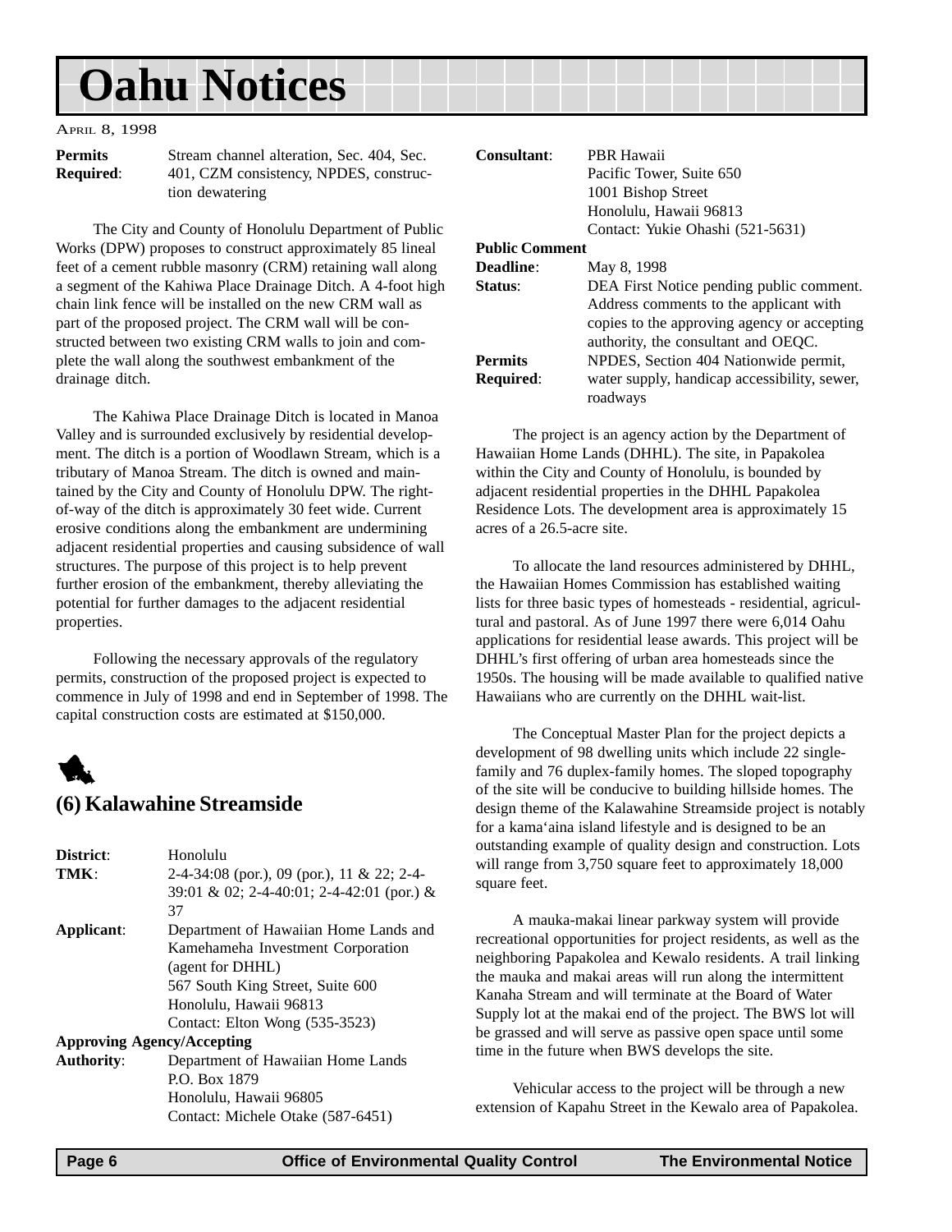# Oahu Notices

April 8, 1998

**Permits Required**: Stream channel alteration, Sec. 404, Sec. 401, CZM consistency, NPDES, construction dewatering

The City and County of Honolulu Department of Public Works (DPW) proposes to construct approximately 85 lineal feet of a cement rubble masonry (CRM) retaining wall along a segment of the Kahiwa Place Drainage Ditch. A 4-foot high chain link fence will be installed on the new CRM wall as part of the proposed project. The CRM wall will be constructed between two existing CRM walls to join and complete the wall along the southwest embankment of the drainage ditch.

The Kahiwa Place Drainage Ditch is located in Manoa Valley and is surrounded exclusively by residential development. The ditch is a portion of Woodlawn Stream, which is a tributary of Manoa Stream. The ditch is owned and maintained by the City and County of Honolulu DPW. The right-of-way of the ditch is approximately 30 feet wide. Current erosive conditions along the embankment are undermining adjacent residential properties and causing subsidence of wall structures. The purpose of this project is to help prevent further erosion of the embankment, thereby alleviating the potential for further damages to the adjacent residential properties.

Following the necessary approvals of the regulatory permits, construction of the proposed project is expected to commence in July of 1998 and end in September of 1998. The capital construction costs are estimated at $150,000.

## (6) Kalawahine Streamside

**District**: Honolulu

**TMK**: 2-4-34:08 (por.), 09 (por.), 11 & 22; 2-4-39:01 & 02; 2-4-40:01; 2-4-42:01 (por.) & 37

**Applicant**: Department of Hawaiian Home Lands and Kamehameha Investment Corporation (agent for DHHL)
567 South King Street, Suite 600
Honolulu, Hawaii 96813
Contact: Elton Wong (535-3523)

**Approving Agency/Accepting Authority**: Department of Hawaiian Home Lands
P.O. Box 1879
Honolulu, Hawaii 96805
Contact: Michele Otake (587-6451)

**Consultant**: PBR Hawaii
Pacific Tower, Suite 650
1001 Bishop Street
Honolulu, Hawaii 96813
Contact: Yukie Ohashi (521-5631)

**Public Comment Deadline**: May 8, 1998

**Status**: DEA First Notice pending public comment. Address comments to the applicant with copies to the approving agency or accepting authority, the consultant and OEQC.

**Permits Required**: NPDES, Section 404 Nationwide permit, water supply, handicap accessibility, sewer, roadways

The project is an agency action by the Department of Hawaiian Home Lands (DHHL). The site, in Papakolea within the City and County of Honolulu, is bounded by adjacent residential properties in the DHHL Papakolea Residence Lots. The development area is approximately 15 acres of a 26.5-acre site.

To allocate the land resources administered by DHHL, the Hawaiian Homes Commission has established waiting lists for three basic types of homesteads - residential, agricultural and pastoral. As of June 1997 there were 6,014 Oahu applications for residential lease awards. This project will be DHHL's first offering of urban area homesteads since the 1950s. The housing will be made available to qualified native Hawaiians who are currently on the DHHL wait-list.

The Conceptual Master Plan for the project depicts a development of 98 dwelling units which include 22 single-family and 76 duplex-family homes. The sloped topography of the site will be conducive to building hillside homes. The design theme of the Kalawahine Streamside project is notably for a kama'aina island lifestyle and is designed to be an outstanding example of quality design and construction. Lots will range from 3,750 square feet to approximately 18,000 square feet.

A mauka-makai linear parkway system will provide recreational opportunities for project residents, as well as the neighboring Papakolea and Kewalo residents. A trail linking the mauka and makai areas will run along the intermittent Kanaha Stream and will terminate at the Board of Water Supply lot at the makai end of the project. The BWS lot will be grassed and will serve as passive open space until some time in the future when BWS develops the site.

Vehicular access to the project will be through a new extension of Kapahu Street in the Kewalo area of Papakolea.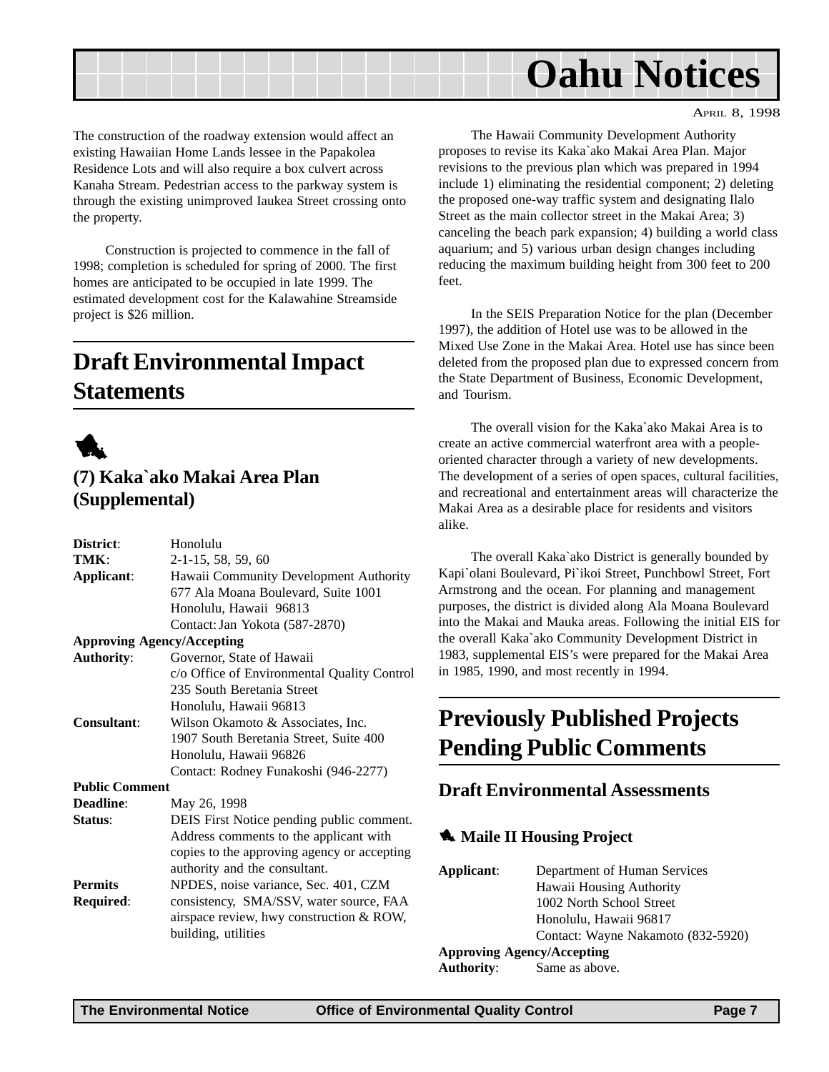The construction of the roadway extension would affect an existing Hawaiian Home Lands lessee in the Papakolea Residence Lots and will also require a box culvert across Kanaha Stream. Pedestrian access to the parkway system is through the existing unimproved Iaukea Street crossing onto the property.

Construction is projected to commence in the fall of 1998; completion is scheduled for spring of 2000. The first homes are anticipated to be occupied in late 1999. The estimated development cost for the Kalawahine Streamside project is $26 million.

# Draft Environmental Impact Statements

### (7) Kaka`ako Makai Area Plan (Supplemental)

**District**: Honolulu
**TMK**: 2-1-15, 58, 59, 60
**Applicant**: Hawaii Community Development Authority
677 Ala Moana Boulevard, Suite 1001
Honolulu, Hawaii 96813
Contact: Jan Yokota (587-2870)
**Approving Agency/Accepting Authority**: Governor, State of Hawaii
c/o Office of Environmental Quality Control
235 South Beretania Street
Honolulu, Hawaii 96813
**Consultant**: Wilson Okamoto & Associates, Inc.
1907 South Beretania Street, Suite 400
Honolulu, Hawaii 96826
Contact: Rodney Funakoshi (946-2277)
**Public Comment Deadline**: May 26, 1998
**Status**: DEIS First Notice pending public comment. Address comments to the applicant with copies to the approving agency or accepting authority and the consultant.
**Permits Required**: NPDES, noise variance, Sec. 401, CZM consistency, SMA/SSV, water source, FAA airspace review, hwy construction & ROW, building, utilities

The Hawaii Community Development Authority proposes to revise its Kaka`ako Makai Area Plan. Major revisions to the previous plan which was prepared in 1994 include 1) eliminating the residential component; 2) deleting the proposed one-way traffic system and designating Ilalo Street as the main collector street in the Makai Area; 3) canceling the beach park expansion; 4) building a world class aquarium; and 5) various urban design changes including reducing the maximum building height from 300 feet to 200 feet.

In the SEIS Preparation Notice for the plan (December 1997), the addition of Hotel use was to be allowed in the Mixed Use Zone in the Makai Area. Hotel use has since been deleted from the proposed plan due to expressed concern from the State Department of Business, Economic Development, and Tourism.

The overall vision for the Kaka`ako Makai Area is to create an active commercial waterfront area with a people-oriented character through a variety of new developments. The development of a series of open spaces, cultural facilities, and recreational and entertainment areas will characterize the Makai Area as a desirable place for residents and visitors alike.

The overall Kaka`ako District is generally bounded by Kapi`olani Boulevard, Pi`ikoi Street, Punchbowl Street, Fort Armstrong and the ocean. For planning and management purposes, the district is divided along Ala Moana Boulevard into the Makai and Mauka areas. Following the initial EIS for the overall Kaka`ako Community Development District in 1983, supplemental EIS's were prepared for the Makai Area in 1985, 1990, and most recently in 1994.

# Previously Published Projects Pending Public Comments

## Draft Environmental Assessments

### Maile II Housing Project

**Applicant**: Department of Human Services
Hawaii Housing Authority
1002 North School Street
Honolulu, Hawaii 96817
Contact: Wayne Nakamoto (832-5920)
**Approving Agency/Accepting Authority**: Same as above.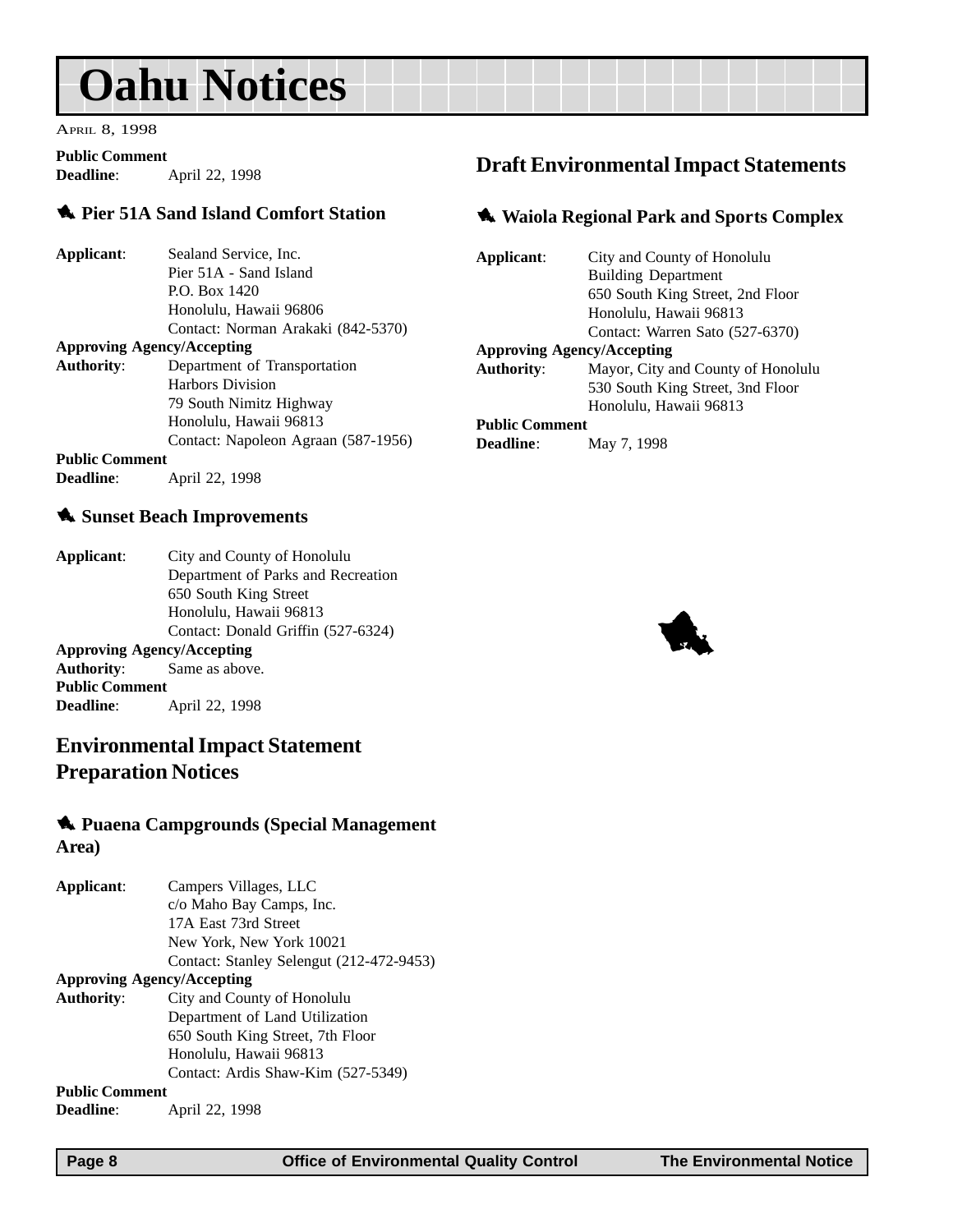# Oahu Notices

APRIL 8, 1998

**Public Comment**
**Deadline**: April 22, 1998

### Pier 51A Sand Island Comfort Station

**Applicant**: Sealand Service, Inc.
Pier 51A - Sand Island
P.O. Box 1420
Honolulu, Hawaii 96806
Contact: Norman Arakaki (842-5370)

**Approving Agency/Accepting**
**Authority**: Department of Transportation
Harbors Division
79 South Nimitz Highway
Honolulu, Hawaii 96813
Contact: Napoleon Agraan (587-1956)

**Public Comment**
**Deadline**: April 22, 1998

### Sunset Beach Improvements

**Applicant**: City and County of Honolulu
Department of Parks and Recreation
650 South King Street
Honolulu, Hawaii 96813
Contact: Donald Griffin (527-6324)

**Approving Agency/Accepting**
**Authority**: Same as above.

**Public Comment**
**Deadline**: April 22, 1998

## Environmental Impact Statement Preparation Notices

### Puaena Campgrounds (Special Management Area)

**Applicant**: Campers Villages, LLC
c/o Maho Bay Camps, Inc.
17A East 73rd Street
New York, New York 10021
Contact: Stanley Selengut (212-472-9453)

**Approving Agency/Accepting**
**Authority**: City and County of Honolulu
Department of Land Utilization
650 South King Street, 7th Floor
Honolulu, Hawaii 96813
Contact: Ardis Shaw-Kim (527-5349)

**Public Comment**
**Deadline**: April 22, 1998

## Draft Environmental Impact Statements

### Waiola Regional Park and Sports Complex

**Applicant**: City and County of Honolulu
Building Department
650 South King Street, 2nd Floor
Honolulu, Hawaii 96813
Contact: Warren Sato (527-6370)

**Approving Agency/Accepting**
**Authority**: Mayor, City and County of Honolulu
530 South King Street, 3nd Floor
Honolulu, Hawaii 96813

**Public Comment**
**Deadline**: May 7, 1998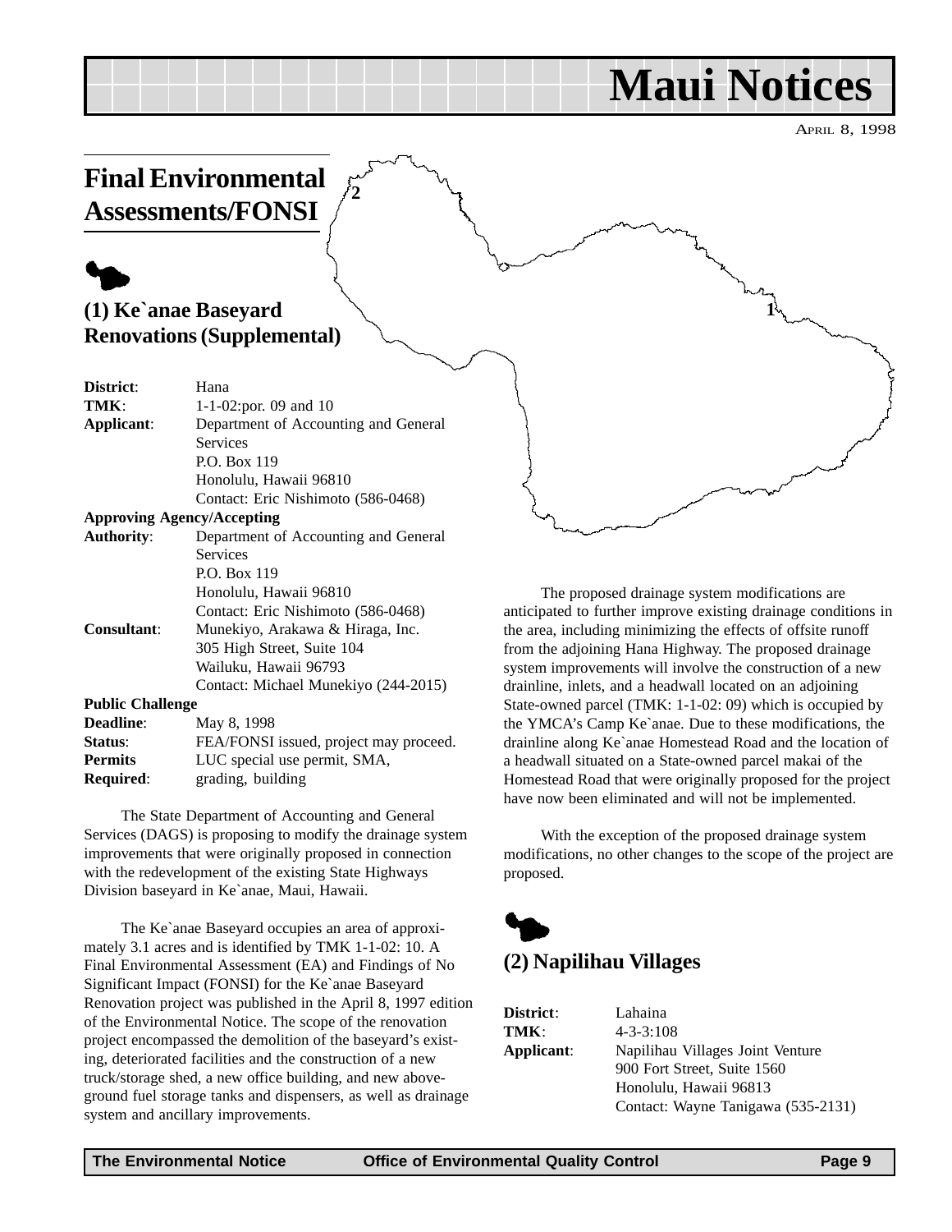# Maui Notices

April 8, 1998

## Final Environmental Assessments/FONSI

### (1) Ke`anae Baseyard Renovations (Supplemental)

**District**: Hana
**TMK**: 1-1-02:por. 09 and 10
**Applicant**: Department of Accounting and General Services
P.O. Box 119
Honolulu, Hawaii 96810
Contact: Eric Nishimoto (586-0468)

**Approving Agency/Accepting Authority**: Department of Accounting and General Services
P.O. Box 119
Honolulu, Hawaii 96810
Contact: Eric Nishimoto (586-0468)

**Consultant**: Munekiyo, Arakawa & Hiraga, Inc.
305 High Street, Suite 104
Wailuku, Hawaii 96793
Contact: Michael Munekiyo (244-2015)

**Public Challenge Deadline**: May 8, 1998
**Status**: FEA/FONSI issued, project may proceed.
**Permits Required**: LUC special use permit, SMA, grading, building

The State Department of Accounting and General Services (DAGS) is proposing to modify the drainage system improvements that were originally proposed in connection with the redevelopment of the existing State Highways Division baseyard in Ke`anae, Maui, Hawaii.

The Ke`anae Baseyard occupies an area of approximately 3.1 acres and is identified by TMK 1-1-02: 10. A Final Environmental Assessment (EA) and Findings of No Significant Impact (FONSI) for the Ke`anae Baseyard Renovation project was published in the April 8, 1997 edition of the Environmental Notice. The scope of the renovation project encompassed the demolition of the baseyard's existing, deteriorated facilities and the construction of a new truck/storage shed, a new office building, and new above-ground fuel storage tanks and dispensers, as well as drainage system and ancillary improvements.

The proposed drainage system modifications are anticipated to further improve existing drainage conditions in the area, including minimizing the effects of offsite runoff from the adjoining Hana Highway. The proposed drainage system improvements will involve the construction of a new drainline, inlets, and a headwall located on an adjoining State-owned parcel (TMK: 1-1-02: 09) which is occupied by the YMCA's Camp Ke`anae. Due to these modifications, the drainline along Ke`anae Homestead Road and the location of a headwall situated on a State-owned parcel makai of the Homestead Road that were originally proposed for the project have now been eliminated and will not be implemented.

With the exception of the proposed drainage system modifications, no other changes to the scope of the project are proposed.

### (2) Napilihau Villages

**District**: Lahaina
**TMK**: 4-3-3:108
**Applicant**: Napilihau Villages Joint Venture
900 Fort Street, Suite 1560
Honolulu, Hawaii 96813
Contact: Wayne Tanigawa (535-2131)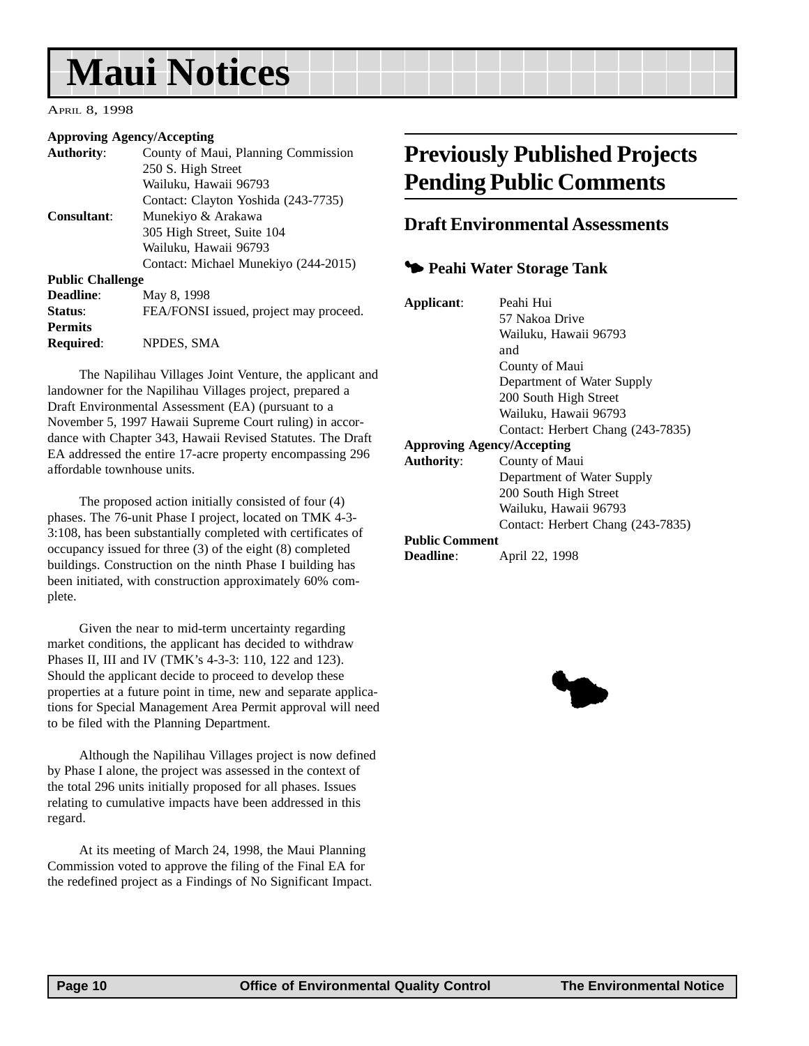# Maui Notices

April 8, 1998

**Approving Agency/Accepting**
**Authority**: County of Maui, Planning Commission
250 S. High Street
Wailuku, Hawaii 96793
Contact: Clayton Yoshida (243-7735)
**Consultant**: Munekiyo & Arakawa
305 High Street, Suite 104
Wailuku, Hawaii 96793
Contact: Michael Munekiyo (244-2015)
**Public Challenge**
**Deadline**: May 8, 1998
**Status**: FEA/FONSI issued, project may proceed.
**Permits**
**Required**: NPDES, SMA

The Napilihau Villages Joint Venture, the applicant and landowner for the Napilihau Villages project, prepared a Draft Environmental Assessment (EA) (pursuant to a November 5, 1997 Hawaii Supreme Court ruling) in accordance with Chapter 343, Hawaii Revised Statutes. The Draft EA addressed the entire 17-acre property encompassing 296 affordable townhouse units.

The proposed action initially consisted of four (4) phases. The 76-unit Phase I project, located on TMK 4-3-3:108, has been substantially completed with certificates of occupancy issued for three (3) of the eight (8) completed buildings. Construction on the ninth Phase I building has been initiated, with construction approximately 60% complete.

Given the near to mid-term uncertainty regarding market conditions, the applicant has decided to withdraw Phases II, III and IV (TMK's 4-3-3: 110, 122 and 123). Should the applicant decide to proceed to develop these properties at a future point in time, new and separate applications for Special Management Area Permit approval will need to be filed with the Planning Department.

Although the Napilihau Villages project is now defined by Phase I alone, the project was assessed in the context of the total 296 units initially proposed for all phases. Issues relating to cumulative impacts have been addressed in this regard.

At its meeting of March 24, 1998, the Maui Planning Commission voted to approve the filing of the Final EA for the redefined project as a Findings of No Significant Impact.

## Previously Published Projects Pending Public Comments

### Draft Environmental Assessments

#### Peahi Water Storage Tank

**Applicant**: Peahi Hui
57 Nakoa Drive
Wailuku, Hawaii 96793
and
County of Maui
Department of Water Supply
200 South High Street
Wailuku, Hawaii 96793
Contact: Herbert Chang (243-7835)
**Approving Agency/Accepting**
**Authority**: County of Maui
Department of Water Supply
200 South High Street
Wailuku, Hawaii 96793
Contact: Herbert Chang (243-7835)
**Public Comment**
**Deadline**: April 22, 1998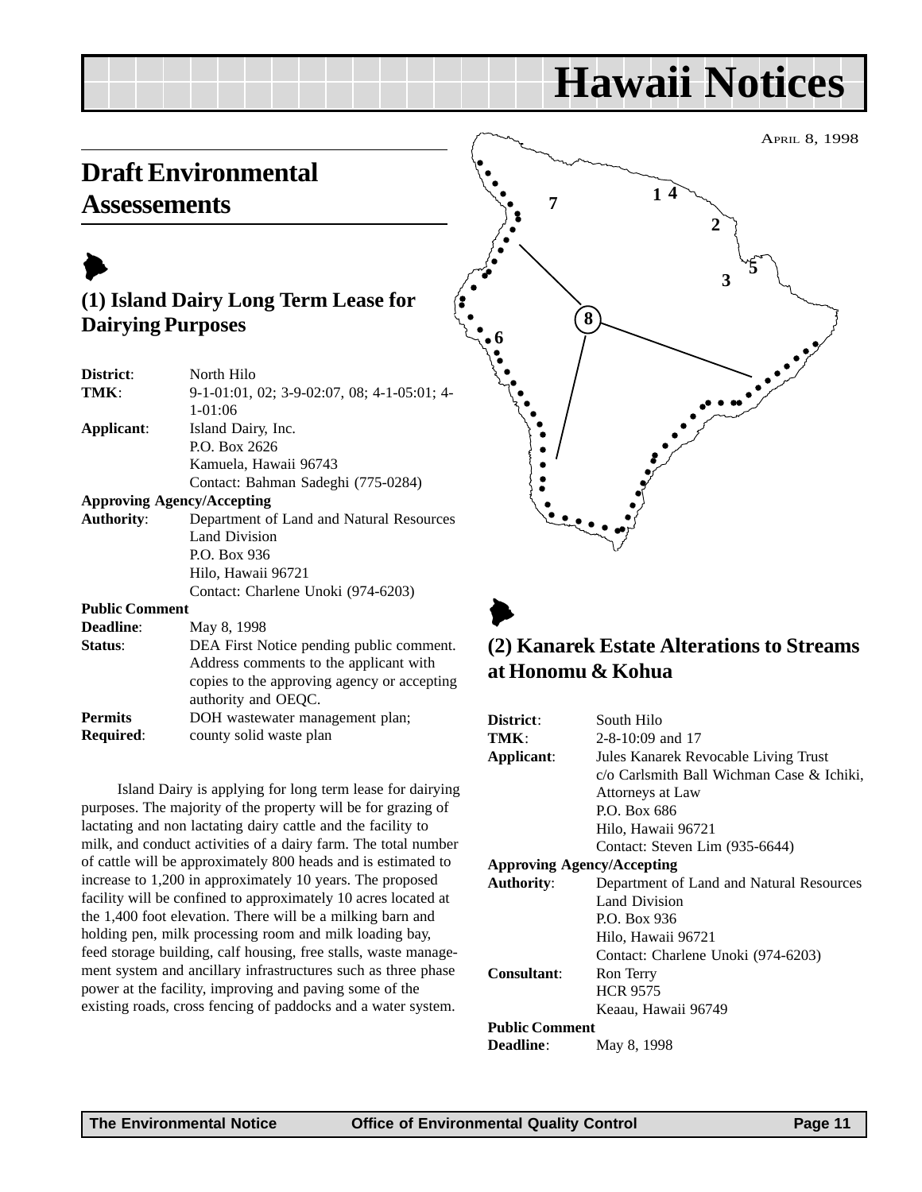# Hawaii Notices

APRIL 8, 1998

## Draft Environmental Assessements

### (1) Island Dairy Long Term Lease for Dairying Purposes

**District**: North Hilo

**TMK**: 9-1-01:01, 02; 3-9-02:07, 08; 4-1-05:01; 4-1-01:06

**Applicant**: Island Dairy, Inc.
P.O. Box 2626
Kamuela, Hawaii 96743
Contact: Bahman Sadeghi (775-0284)

**Approving Agency/Accepting Authority**: Department of Land and Natural Resources
Land Division
P.O. Box 936
Hilo, Hawaii 96721
Contact: Charlene Unoki (974-6203)

**Public Comment Deadline**: May 8, 1998

**Status**: DEA First Notice pending public comment. Address comments to the applicant with copies to the approving agency or accepting authority and OEQC.

**Permits Required**: DOH wastewater management plan; county solid waste plan

Island Dairy is applying for long term lease for dairying purposes. The majority of the property will be for grazing of lactating and non lactating dairy cattle and the facility to milk, and conduct activities of a dairy farm. The total number of cattle will be approximately 800 heads and is estimated to increase to 1,200 in approximately 10 years. The proposed facility will be confined to approximately 10 acres located at the 1,400 foot elevation. There will be a milking barn and holding pen, milk processing room and milk loading bay, feed storage building, calf housing, free stalls, waste management system and ancillary infrastructures such as three phase power at the facility, improving and paving some of the existing roads, cross fencing of paddocks and a water system.

### (2) Kanarek Estate Alterations to Streams at Honomu & Kohua

**District**: South Hilo

**TMK**: 2-8-10:09 and 17

**Applicant**: Jules Kanarek Revocable Living Trust
c/o Carlsmith Ball Wichman Case & Ichiki, Attorneys at Law
P.O. Box 686
Hilo, Hawaii 96721
Contact: Steven Lim (935-6644)

**Approving Agency/Accepting Authority**: Department of Land and Natural Resources
Land Division
P.O. Box 936
Hilo, Hawaii 96721
Contact: Charlene Unoki (974-6203)

**Consultant**: Ron Terry
HCR 9575
Keaau, Hawaii 96749

**Public Comment Deadline**: May 8, 1998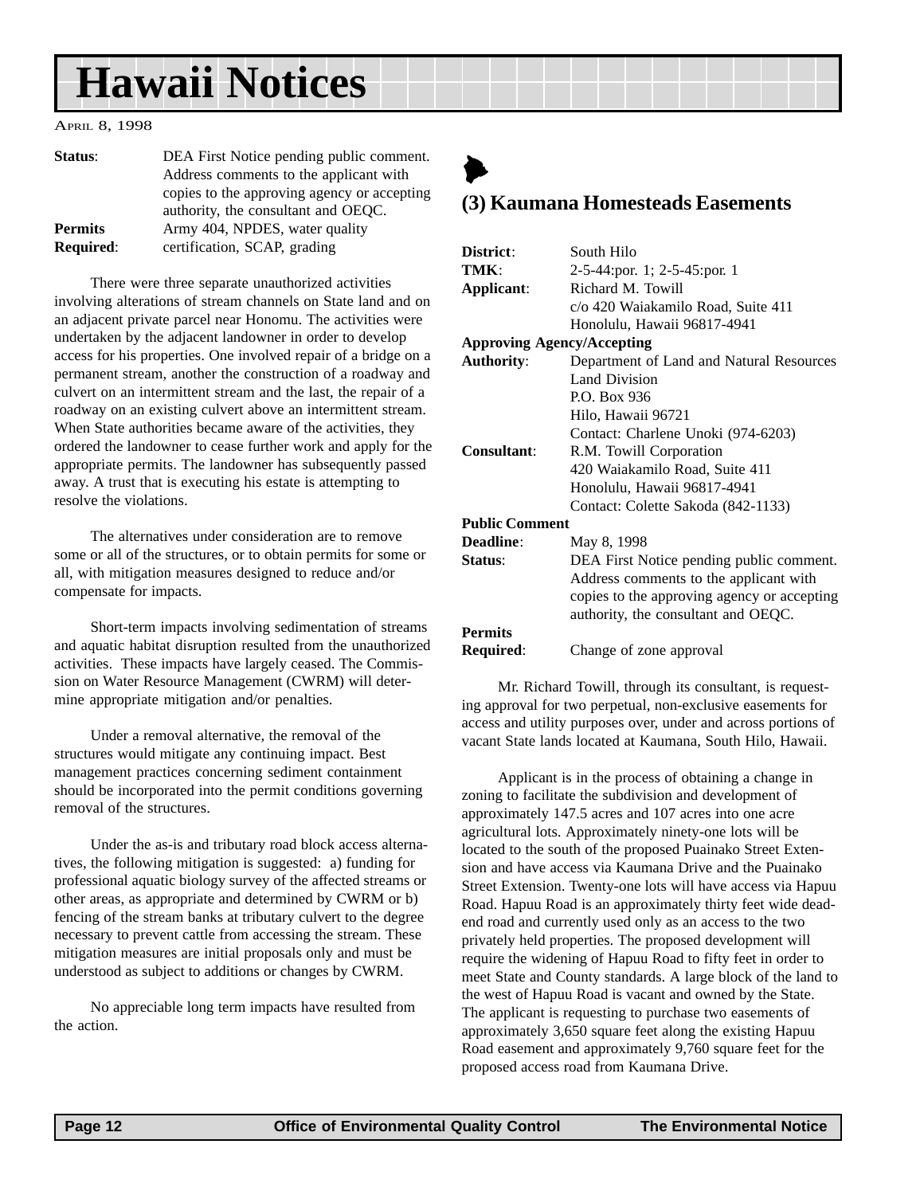**Status**: DEA First Notice pending public comment. Address comments to the applicant with copies to the approving agency or accepting authority, the consultant and OEQC.

**Permits Required**: Army 404, NPDES, water quality certification, SCAP, grading

There were three separate unauthorized activities involving alterations of stream channels on State land and on an adjacent private parcel near Honomu. The activities were undertaken by the adjacent landowner in order to develop access for his properties. One involved repair of a bridge on a permanent stream, another the construction of a roadway and culvert on an intermittent stream and the last, the repair of a roadway on an existing culvert above an intermittent stream. When State authorities became aware of the activities, they ordered the landowner to cease further work and apply for the appropriate permits. The landowner has subsequently passed away. A trust that is executing his estate is attempting to resolve the violations.

The alternatives under consideration are to remove some or all of the structures, or to obtain permits for some or all, with mitigation measures designed to reduce and/or compensate for impacts.

Short-term impacts involving sedimentation of streams and aquatic habitat disruption resulted from the unauthorized activities. These impacts have largely ceased. The Commission on Water Resource Management (CWRM) will determine appropriate mitigation and/or penalties.

Under a removal alternative, the removal of the structures would mitigate any continuing impact. Best management practices concerning sediment containment should be incorporated into the permit conditions governing removal of the structures.

Under the as-is and tributary road block access alternatives, the following mitigation is suggested: a) funding for professional aquatic biology survey of the affected streams or other areas, as appropriate and determined by CWRM or b) fencing of the stream banks at tributary culvert to the degree necessary to prevent cattle from accessing the stream. These mitigation measures are initial proposals only and must be understood as subject to additions or changes by CWRM.

No appreciable long term impacts have resulted from the action.

## (3) Kaumana Homesteads Easements

**District**: South Hilo

**TMK**: 2-5-44:por. 1; 2-5-45:por. 1

**Applicant**: Richard M. Towill
c/o 420 Waiakamilo Road, Suite 411
Honolulu, Hawaii 96817-4941

**Approving Agency/Accepting Authority**: Department of Land and Natural Resources
Land Division
P.O. Box 936
Hilo, Hawaii 96721
Contact: Charlene Unoki (974-6203)

**Consultant**: R.M. Towill Corporation
420 Waiakamilo Road, Suite 411
Honolulu, Hawaii 96817-4941
Contact: Colette Sakoda (842-1133)

**Public Comment Deadline**: May 8, 1998

**Status**: DEA First Notice pending public comment. Address comments to the applicant with copies to the approving agency or accepting authority, the consultant and OEQC.

**Permits Required**: Change of zone approval

Mr. Richard Towill, through its consultant, is requesting approval for two perpetual, non-exclusive easements for access and utility purposes over, under and across portions of vacant State lands located at Kaumana, South Hilo, Hawaii.

Applicant is in the process of obtaining a change in zoning to facilitate the subdivision and development of approximately 147.5 acres and 107 acres into one acre agricultural lots. Approximately ninety-one lots will be located to the south of the proposed Puainako Street Extension and have access via Kaumana Drive and the Puainako Street Extension. Twenty-one lots will have access via Hapuu Road. Hapuu Road is an approximately thirty feet wide dead-end road and currently used only as an access to the two privately held properties. The proposed development will require the widening of Hapuu Road to fifty feet in order to meet State and County standards. A large block of the land to the west of Hapuu Road is vacant and owned by the State. The applicant is requesting to purchase two easements of approximately 3,650 square feet along the existing Hapuu Road easement and approximately 9,760 square feet for the proposed access road from Kaumana Drive.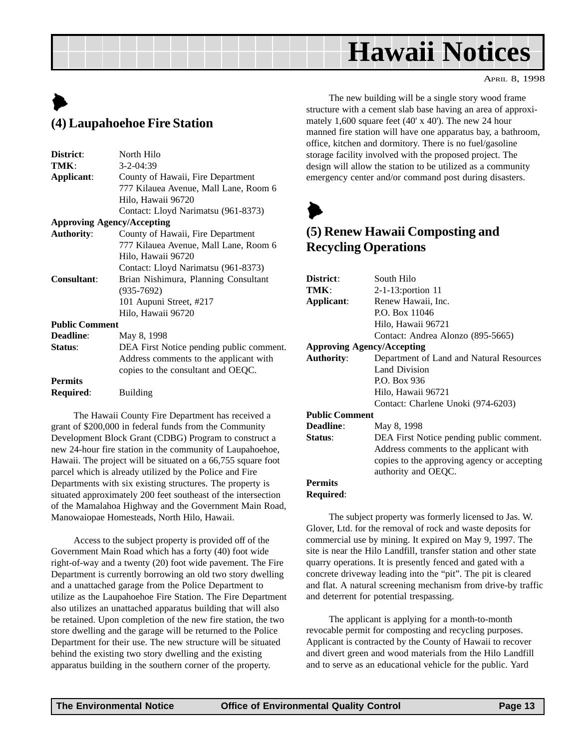# Hawaii Notices

APRIL 8, 1998

## (4) Laupahoehoe Fire Station

**District**: North Hilo
**TMK**: 3-2-04:39
**Applicant**: County of Hawaii, Fire Department
777 Kilauea Avenue, Mall Lane, Room 6
Hilo, Hawaii 96720
Contact: Lloyd Narimatsu (961-8373)

**Approving Agency/Accepting Authority**: County of Hawaii, Fire Department
777 Kilauea Avenue, Mall Lane, Room 6
Hilo, Hawaii 96720
Contact: Lloyd Narimatsu (961-8373)

**Consultant**: Brian Nishimura, Planning Consultant
(935-7692)
101 Aupuni Street, #217
Hilo, Hawaii 96720

**Public Comment Deadline**: May 8, 1998

**Status**: DEA First Notice pending public comment. Address comments to the applicant with copies to the consultant and OEQC.

**Permits Required**: Building

The Hawaii County Fire Department has received a grant of $200,000 in federal funds from the Community Development Block Grant (CDBG) Program to construct a new 24-hour fire station in the community of Laupahoehoe, Hawaii. The project will be situated on a 66,755 square foot parcel which is already utilized by the Police and Fire Departments with six existing structures. The property is situated approximately 200 feet southeast of the intersection of the Mamalahoa Highway and the Government Main Road, Manowaiopae Homesteads, North Hilo, Hawaii.

Access to the subject property is provided off of the Government Main Road which has a forty (40) foot wide right-of-way and a twenty (20) foot wide pavement. The Fire Department is currently borrowing an old two story dwelling and a unattached garage from the Police Department to utilize as the Laupahoehoe Fire Station. The Fire Department also utilizes an unattached apparatus building that will also be retained. Upon completion of the new fire station, the two store dwelling and the garage will be returned to the Police Department for their use. The new structure will be situated behind the existing two story dwelling and the existing apparatus building in the southern corner of the property.

The new building will be a single story wood frame structure with a cement slab base having an area of approximately 1,600 square feet (40' x 40'). The new 24 hour manned fire station will have one apparatus bay, a bathroom, office, kitchen and dormitory. There is no fuel/gasoline storage facility involved with the proposed project. The design will allow the station to be utilized as a community emergency center and/or command post during disasters.

## (5) Renew Hawaii Composting and Recycling Operations

**District**: South Hilo
**TMK**: 2-1-13:portion 11
**Applicant**: Renew Hawaii, Inc.
P.O. Box 11046
Hilo, Hawaii 96721
Contact: Andrea Alonzo (895-5665)

**Approving Agency/Accepting Authority**: Department of Land and Natural Resources
Land Division
P.O. Box 936
Hilo, Hawaii 96721
Contact: Charlene Unoki (974-6203)

**Public Comment Deadline**: May 8, 1998

**Status**: DEA First Notice pending public comment. Address comments to the applicant with copies to the approving agency or accepting authority and OEQC.

**Permits Required**:

The subject property was formerly licensed to Jas. W. Glover, Ltd. for the removal of rock and waste deposits for commercial use by mining. It expired on May 9, 1997. The site is near the Hilo Landfill, transfer station and other state quarry operations. It is presently fenced and gated with a concrete driveway leading into the "pit". The pit is cleared and flat. A natural screening mechanism from drive-by traffic and deterrent for potential trespassing.

The applicant is applying for a month-to-month revocable permit for composting and recycling purposes. Applicant is contracted by the County of Hawaii to recover and divert green and wood materials from the Hilo Landfill and to serve as an educational vehicle for the public. Yard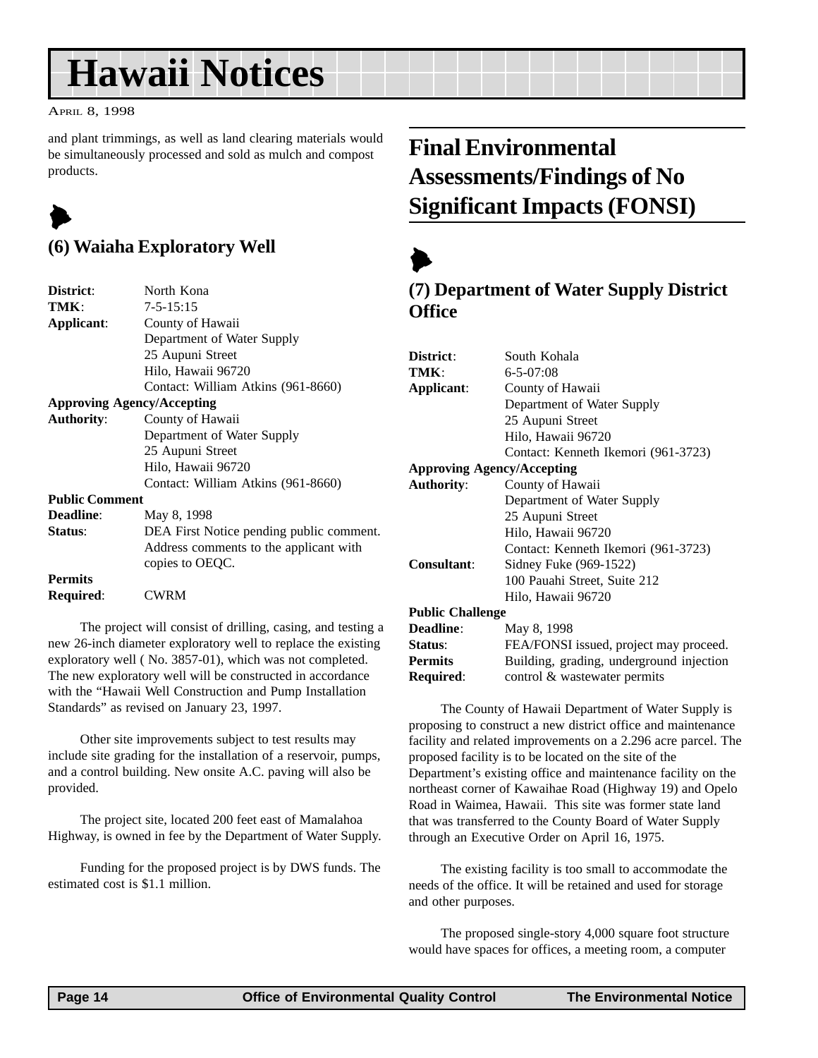and plant trimmings, as well as land clearing materials would be simultaneously processed and sold as mulch and compost products.

### (6) Waiaha Exploratory Well

**District**: North Kona
**TMK**: 7-5-15:15
**Applicant**: County of Hawaii
Department of Water Supply
25 Aupuni Street
Hilo, Hawaii 96720
Contact: William Atkins (961-8660)
**Approving Agency/Accepting Authority**: County of Hawaii
Department of Water Supply
25 Aupuni Street
Hilo, Hawaii 96720
Contact: William Atkins (961-8660)
**Public Comment Deadline**: May 8, 1998
**Status**: DEA First Notice pending public comment. Address comments to the applicant with copies to OEQC.
**Permits Required**: CWRM

The project will consist of drilling, casing, and testing a new 26-inch diameter exploratory well to replace the existing exploratory well ( No. 3857-01), which was not completed. The new exploratory well will be constructed in accordance with the "Hawaii Well Construction and Pump Installation Standards" as revised on January 23, 1997.

Other site improvements subject to test results may include site grading for the installation of a reservoir, pumps, and a control building. New onsite A.C. paving will also be provided.

The project site, located 200 feet east of Mamalahoa Highway, is owned in fee by the Department of Water Supply.

Funding for the proposed project is by DWS funds. The estimated cost is $1.1 million.

## Final Environmental Assessments/Findings of No Significant Impacts (FONSI)

### (7) Department of Water Supply District Office

**District**: South Kohala
**TMK**: 6-5-07:08
**Applicant**: County of Hawaii
Department of Water Supply
25 Aupuni Street
Hilo, Hawaii 96720
Contact: Kenneth Ikemori (961-3723)
**Approving Agency/Accepting Authority**: County of Hawaii
Department of Water Supply
25 Aupuni Street
Hilo, Hawaii 96720
Contact: Kenneth Ikemori (961-3723)
**Consultant**: Sidney Fuke (969-1522)
100 Pauahi Street, Suite 212
Hilo, Hawaii 96720
**Public Challenge Deadline**: May 8, 1998
**Status**: FEA/FONSI issued, project may proceed.
**Permits Required**: Building, grading, underground injection control & wastewater permits

The County of Hawaii Department of Water Supply is proposing to construct a new district office and maintenance facility and related improvements on a 2.296 acre parcel. The proposed facility is to be located on the site of the Department's existing office and maintenance facility on the northeast corner of Kawaihae Road (Highway 19) and Opelo Road in Waimea, Hawaii. This site was former state land that was transferred to the County Board of Water Supply through an Executive Order on April 16, 1975.

The existing facility is too small to accommodate the needs of the office. It will be retained and used for storage and other purposes.

The proposed single-story 4,000 square foot structure would have spaces for offices, a meeting room, a computer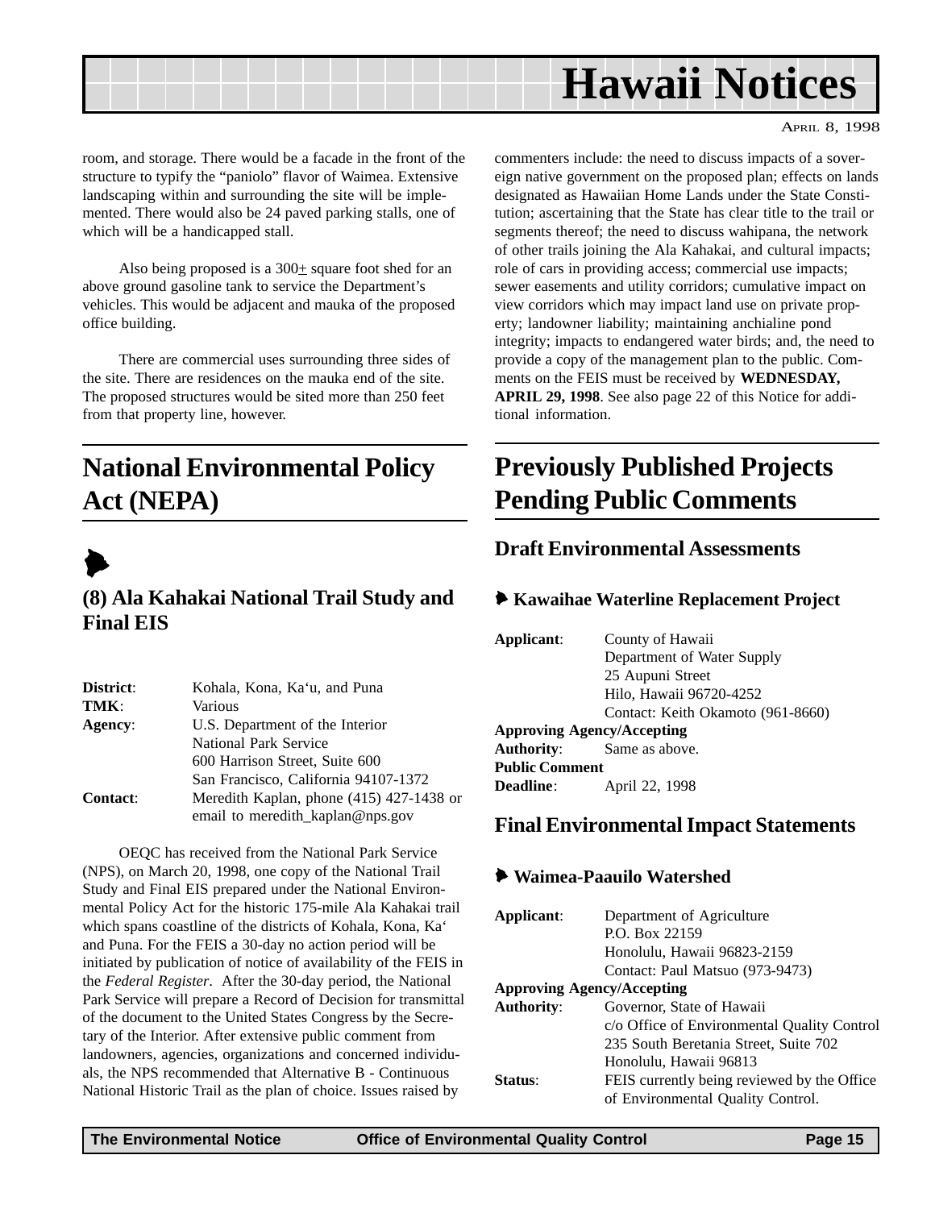room, and storage. There would be a facade in the front of the structure to typify the "paniolo" flavor of Waimea. Extensive landscaping within and surrounding the site will be implemented. There would also be 24 paved parking stalls, one of which will be a handicapped stall.

Also being proposed is a 300± square foot shed for an above ground gasoline tank to service the Department's vehicles. This would be adjacent and mauka of the proposed office building.

There are commercial uses surrounding three sides of the site. There are residences on the mauka end of the site. The proposed structures would be sited more than 250 feet from that property line, however.

# National Environmental Policy Act (NEPA)

## (8) Ala Kahakai National Trail Study and Final EIS

**District**: Kohala, Kona, Ka'u, and Puna
**TMK**: Various
**Agency**: U.S. Department of the Interior
National Park Service
600 Harrison Street, Suite 600
San Francisco, California 94107-1372
**Contact**: Meredith Kaplan, phone (415) 427-1438 or email to meredith_kaplan@nps.gov

OEQC has received from the National Park Service (NPS), on March 20, 1998, one copy of the National Trail Study and Final EIS prepared under the National Environmental Policy Act for the historic 175-mile Ala Kahakai trail which spans coastline of the districts of Kohala, Kona, Ka' and Puna. For the FEIS a 30-day no action period will be initiated by publication of notice of availability of the FEIS in the *Federal Register*. After the 30-day period, the National Park Service will prepare a Record of Decision for transmittal of the document to the United States Congress by the Secretary of the Interior. After extensive public comment from landowners, agencies, organizations and concerned individuals, the NPS recommended that Alternative B - Continuous National Historic Trail as the plan of choice. Issues raised by commenters include: the need to discuss impacts of a sovereign native government on the proposed plan; effects on lands designated as Hawaiian Home Lands under the State Constitution; ascertaining that the State has clear title to the trail or segments thereof; the need to discuss wahipana, the network of other trails joining the Ala Kahakai, and cultural impacts; role of cars in providing access; commercial use impacts; sewer easements and utility corridors; cumulative impact on view corridors which may impact land use on private property; landowner liability; maintaining anchialine pond integrity; impacts to endangered water birds; and, the need to provide a copy of the management plan to the public. Comments on the FEIS must be received by **WEDNESDAY, APRIL 29, 1998**. See also page 22 of this Notice for additional information.

# Previously Published Projects Pending Public Comments

## Draft Environmental Assessments

### Kawaihae Waterline Replacement Project

**Applicant**: County of Hawaii
Department of Water Supply
25 Aupuni Street
Hilo, Hawaii 96720-4252
Contact: Keith Okamoto (961-8660)
**Approving Agency/Accepting Authority**: Same as above.
**Public Comment Deadline**: April 22, 1998

## Final Environmental Impact Statements

### Waimea-Paauilo Watershed

**Applicant**: Department of Agriculture
P.O. Box 22159
Honolulu, Hawaii 96823-2159
Contact: Paul Matsuo (973-9473)
**Approving Agency/Accepting Authority**: Governor, State of Hawaii
c/o Office of Environmental Quality Control
235 South Beretania Street, Suite 702
Honolulu, Hawaii 96813
**Status**: FEIS currently being reviewed by the Office of Environmental Quality Control.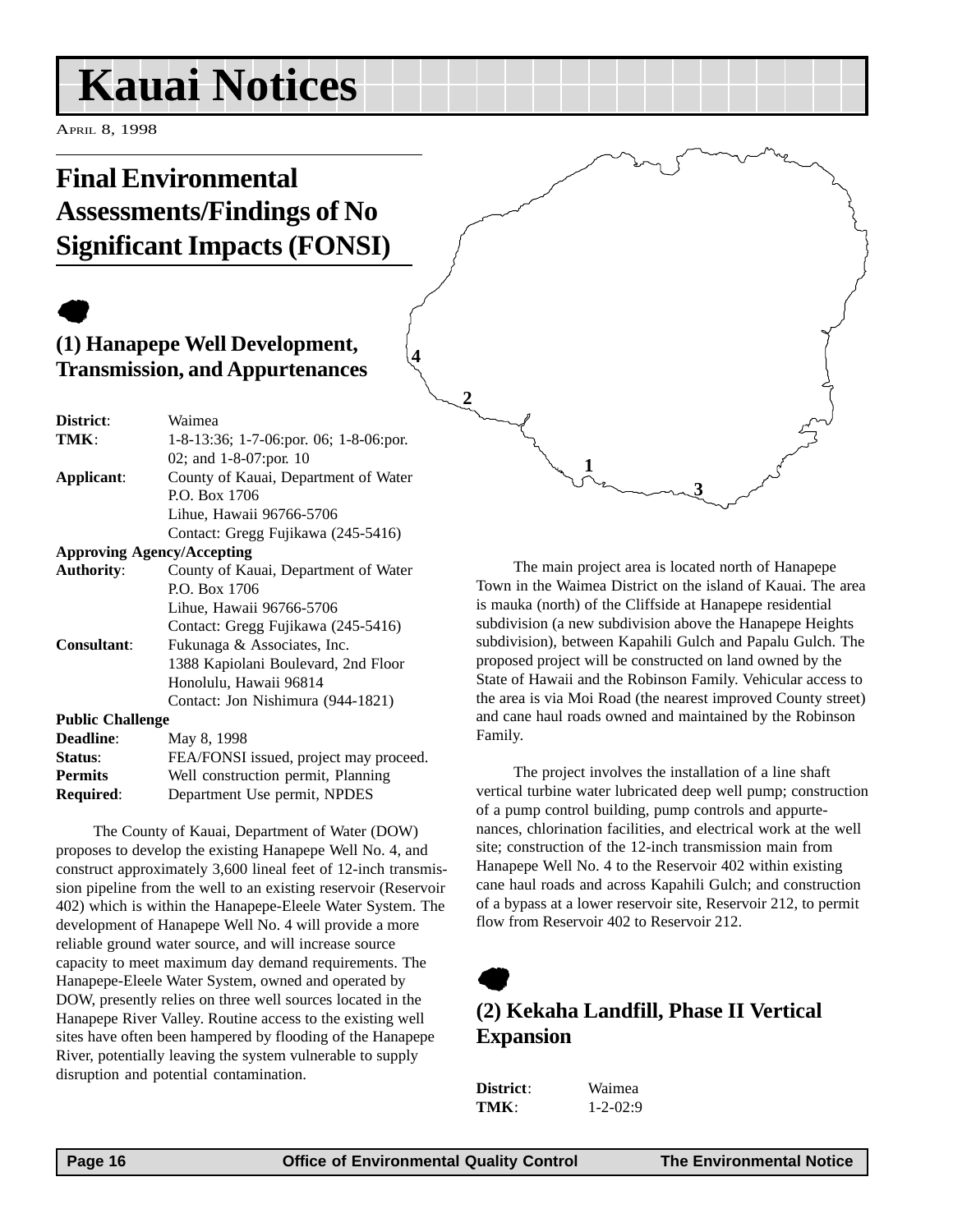# Kauai Notices

April 8, 1998

## Final Environmental Assessments/Findings of No Significant Impacts (FONSI)

### (1) Hanapepe Well Development, Transmission, and Appurtenances

**District**: Waimea
**TMK**: 1-8-13:36; 1-7-06:por. 06; 1-8-06:por. 02; and 1-8-07:por. 10
**Applicant**: County of Kauai, Department of Water
P.O. Box 1706
Lihue, Hawaii 96766-5706
Contact: Gregg Fujikawa (245-5416)
**Approving Agency/Accepting Authority**: County of Kauai, Department of Water
P.O. Box 1706
Lihue, Hawaii 96766-5706
Contact: Gregg Fujikawa (245-5416)
**Consultant**: Fukunaga & Associates, Inc.
1388 Kapiolani Boulevard, 2nd Floor
Honolulu, Hawaii 96814
Contact: Jon Nishimura (944-1821)
**Public Challenge Deadline**: May 8, 1998
**Status**: FEA/FONSI issued, project may proceed.
**Permits Required**: Well construction permit, Planning Department Use permit, NPDES

The County of Kauai, Department of Water (DOW) proposes to develop the existing Hanapepe Well No. 4, and construct approximately 3,600 lineal feet of 12-inch transmission pipeline from the well to an existing reservoir (Reservoir 402) which is within the Hanapepe-Eleele Water System. The development of Hanapepe Well No. 4 will provide a more reliable ground water source, and will increase source capacity to meet maximum day demand requirements. The Hanapepe-Eleele Water System, owned and operated by DOW, presently relies on three well sources located in the Hanapepe River Valley. Routine access to the existing well sites have often been hampered by flooding of the Hanapepe River, potentially leaving the system vulnerable to supply disruption and potential contamination.

The main project area is located north of Hanapepe Town in the Waimea District on the island of Kauai. The area is mauka (north) of the Cliffside at Hanapepe residential subdivision (a new subdivision above the Hanapepe Heights subdivision), between Kapahili Gulch and Papalu Gulch. The proposed project will be constructed on land owned by the State of Hawaii and the Robinson Family. Vehicular access to the area is via Moi Road (the nearest improved County street) and cane haul roads owned and maintained by the Robinson Family.

The project involves the installation of a line shaft vertical turbine water lubricated deep well pump; construction of a pump control building, pump controls and appurtenances, chlorination facilities, and electrical work at the well site; construction of the 12-inch transmission main from Hanapepe Well No. 4 to the Reservoir 402 within existing cane haul roads and across Kapahili Gulch; and construction of a bypass at a lower reservoir site, Reservoir 212, to permit flow from Reservoir 402 to Reservoir 212.

### (2) Kekaha Landfill, Phase II Vertical Expansion

**District**: Waimea
**TMK**: 1-2-02:9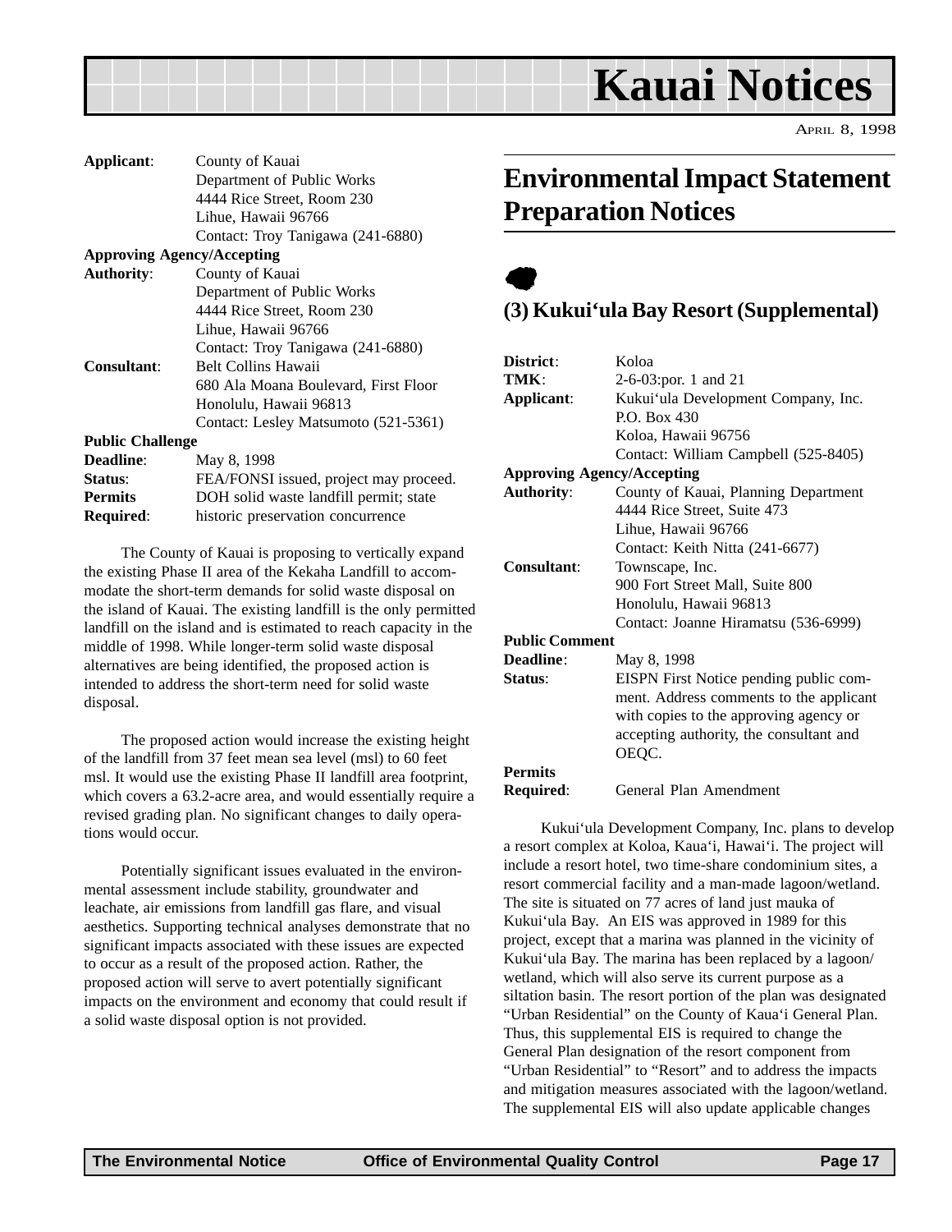| | |
|---|---|
| **Applicant**: | County of Kauai<br>Department of Public Works<br>4444 Rice Street, Room 230<br>Lihue, Hawaii 96766<br>Contact: Troy Tanigawa (241-6880) |
| **Approving Agency/Accepting Authority**: | County of Kauai<br>Department of Public Works<br>4444 Rice Street, Room 230<br>Lihue, Hawaii 96766<br>Contact: Troy Tanigawa (241-6880) |
| **Consultant**: | Belt Collins Hawaii<br>680 Ala Moana Boulevard, First Floor<br>Honolulu, Hawaii 96813<br>Contact: Lesley Matsumoto (521-5361) |
| **Public Challenge Deadline**: | May 8, 1998 |
| **Status**: | FEA/FONSI issued, project may proceed. |
| **Permits Required**: | DOH solid waste landfill permit; state historic preservation concurrence |

The County of Kauai is proposing to vertically expand the existing Phase II area of the Kekaha Landfill to accommodate the short-term demands for solid waste disposal on the island of Kauai. The existing landfill is the only permitted landfill on the island and is estimated to reach capacity in the middle of 1998. While longer-term solid waste disposal alternatives are being identified, the proposed action is intended to address the short-term need for solid waste disposal.

The proposed action would increase the existing height of the landfill from 37 feet mean sea level (msl) to 60 feet msl. It would use the existing Phase II landfill area footprint, which covers a 63.2-acre area, and would essentially require a revised grading plan. No significant changes to daily operations would occur.

Potentially significant issues evaluated in the environmental assessment include stability, groundwater and leachate, air emissions from landfill gas flare, and visual aesthetics. Supporting technical analyses demonstrate that no significant impacts associated with these issues are expected to occur as a result of the proposed action. Rather, the proposed action will serve to avert potentially significant impacts on the environment and economy that could result if a solid waste disposal option is not provided.

## Environmental Impact Statement Preparation Notices

### (3) Kukui'ula Bay Resort (Supplemental)

| | |
|---|---|
| **District**: | Koloa |
| **TMK**: | 2-6-03:por. 1 and 21 |
| **Applicant**: | Kukui'ula Development Company, Inc.<br>P.O. Box 430<br>Koloa, Hawaii 96756<br>Contact: William Campbell (525-8405) |
| **Approving Agency/Accepting Authority**: | County of Kauai, Planning Department<br>4444 Rice Street, Suite 473<br>Lihue, Hawaii 96766<br>Contact: Keith Nitta (241-6677) |
| **Consultant**: | Townscape, Inc.<br>900 Fort Street Mall, Suite 800<br>Honolulu, Hawaii 96813<br>Contact: Joanne Hiramatsu (536-6999) |
| **Public Comment Deadline**: | May 8, 1998 |
| **Status**: | EISPN First Notice pending public comment. Address comments to the applicant with copies to the approving agency or accepting authority, the consultant and OEQC. |
| **Permits Required**: | General Plan Amendment |

Kukui'ula Development Company, Inc. plans to develop a resort complex at Koloa, Kaua'i, Hawai'i. The project will include a resort hotel, two time-share condominium sites, a resort commercial facility and a man-made lagoon/wetland. The site is situated on 77 acres of land just mauka of Kukui'ula Bay. An EIS was approved in 1989 for this project, except that a marina was planned in the vicinity of Kukui'ula Bay. The marina has been replaced by a lagoon/wetland, which will also serve its current purpose as a siltation basin. The resort portion of the plan was designated "Urban Residential" on the County of Kaua'i General Plan. Thus, this supplemental EIS is required to change the General Plan designation of the resort component from "Urban Residential" to "Resort" and to address the impacts and mitigation measures associated with the lagoon/wetland. The supplemental EIS will also update applicable changes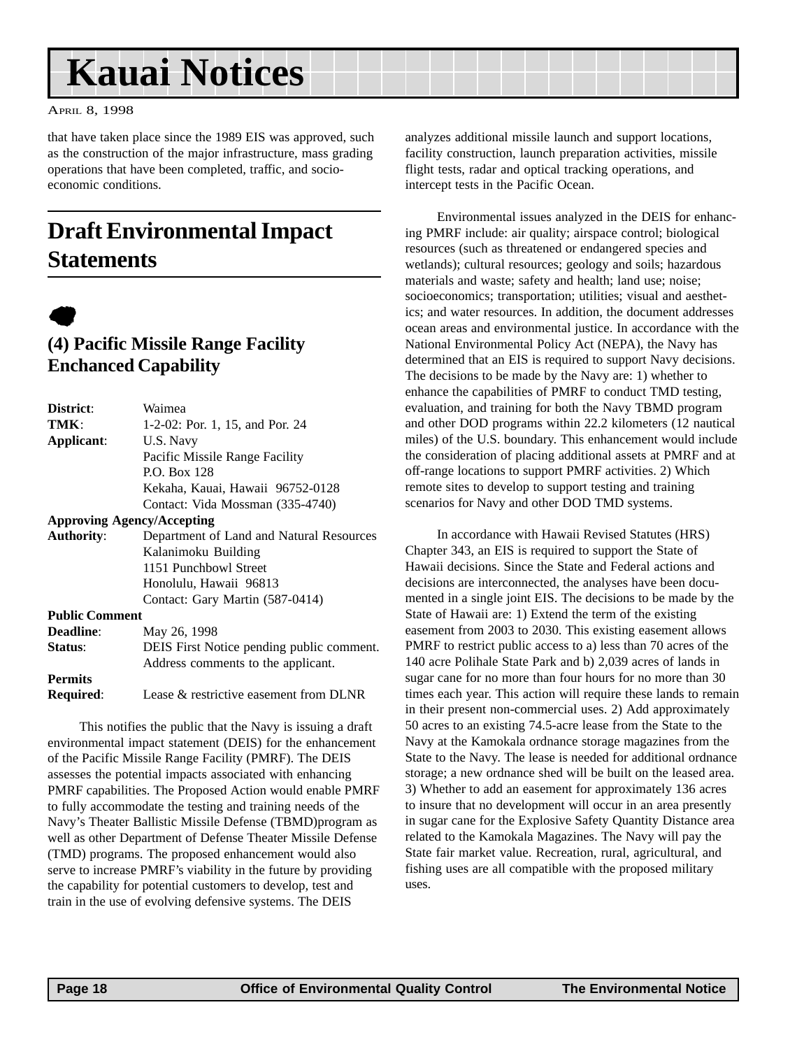that have taken place since the 1989 EIS was approved, such as the construction of the major infrastructure, mass grading operations that have been completed, traffic, and socio-economic conditions.

## Draft Environmental Impact Statements

### (4) Pacific Missile Range Facility Enchanced Capability

| | |
|---|---|
| **District**: | Waimea |
| **TMK**: | 1-2-02: Por. 1, 15, and Por. 24 |
| **Applicant**: | U.S. Navy<br>Pacific Missile Range Facility<br>P.O. Box 128<br>Kekaha, Kauai, Hawaii 96752-0128<br>Contact: Vida Mossman (335-4740) |
| **Approving Agency/Accepting Authority**: | Department of Land and Natural Resources<br>Kalanimoku Building<br>1151 Punchbowl Street<br>Honolulu, Hawaii 96813<br>Contact: Gary Martin (587-0414) |
| **Public Comment Deadline**: | May 26, 1998 |
| **Status**: | DEIS First Notice pending public comment. Address comments to the applicant. |
| **Permits Required**: | Lease & restrictive easement from DLNR |

This notifies the public that the Navy is issuing a draft environmental impact statement (DEIS) for the enhancement of the Pacific Missile Range Facility (PMRF). The DEIS assesses the potential impacts associated with enhancing PMRF capabilities. The Proposed Action would enable PMRF to fully accommodate the testing and training needs of the Navy's Theater Ballistic Missile Defense (TBMD)program as well as other Department of Defense Theater Missile Defense (TMD) programs. The proposed enhancement would also serve to increase PMRF's viability in the future by providing the capability for potential customers to develop, test and train in the use of evolving defensive systems. The DEIS analyzes additional missile launch and support locations, facility construction, launch preparation activities, missile flight tests, radar and optical tracking operations, and intercept tests in the Pacific Ocean.

Environmental issues analyzed in the DEIS for enhancing PMRF include: air quality; airspace control; biological resources (such as threatened or endangered species and wetlands); cultural resources; geology and soils; hazardous materials and waste; safety and health; land use; noise; socioeconomics; transportation; utilities; visual and aesthetics; and water resources. In addition, the document addresses ocean areas and environmental justice. In accordance with the National Environmental Policy Act (NEPA), the Navy has determined that an EIS is required to support Navy decisions. The decisions to be made by the Navy are: 1) whether to enhance the capabilities of PMRF to conduct TMD testing, evaluation, and training for both the Navy TBMD program and other DOD programs within 22.2 kilometers (12 nautical miles) of the U.S. boundary. This enhancement would include the consideration of placing additional assets at PMRF and at off-range locations to support PMRF activities. 2) Which remote sites to develop to support testing and training scenarios for Navy and other DOD TMD systems.

In accordance with Hawaii Revised Statutes (HRS) Chapter 343, an EIS is required to support the State of Hawaii decisions. Since the State and Federal actions and decisions are interconnected, the analyses have been documented in a single joint EIS. The decisions to be made by the State of Hawaii are: 1) Extend the term of the existing easement from 2003 to 2030. This existing easement allows PMRF to restrict public access to a) less than 70 acres of the 140 acre Polihale State Park and b) 2,039 acres of lands in sugar cane for no more than four hours for no more than 30 times each year. This action will require these lands to remain in their present non-commercial uses. 2) Add approximately 50 acres to an existing 74.5-acre lease from the State to the Navy at the Kamokala ordnance storage magazines from the State to the Navy. The lease is needed for additional ordnance storage; a new ordnance shed will be built on the leased area. 3) Whether to add an easement for approximately 136 acres to insure that no development will occur in an area presently in sugar cane for the Explosive Safety Quantity Distance area related to the Kamokala Magazines. The Navy will pay the State fair market value. Recreation, rural, agricultural, and fishing uses are all compatible with the proposed military uses.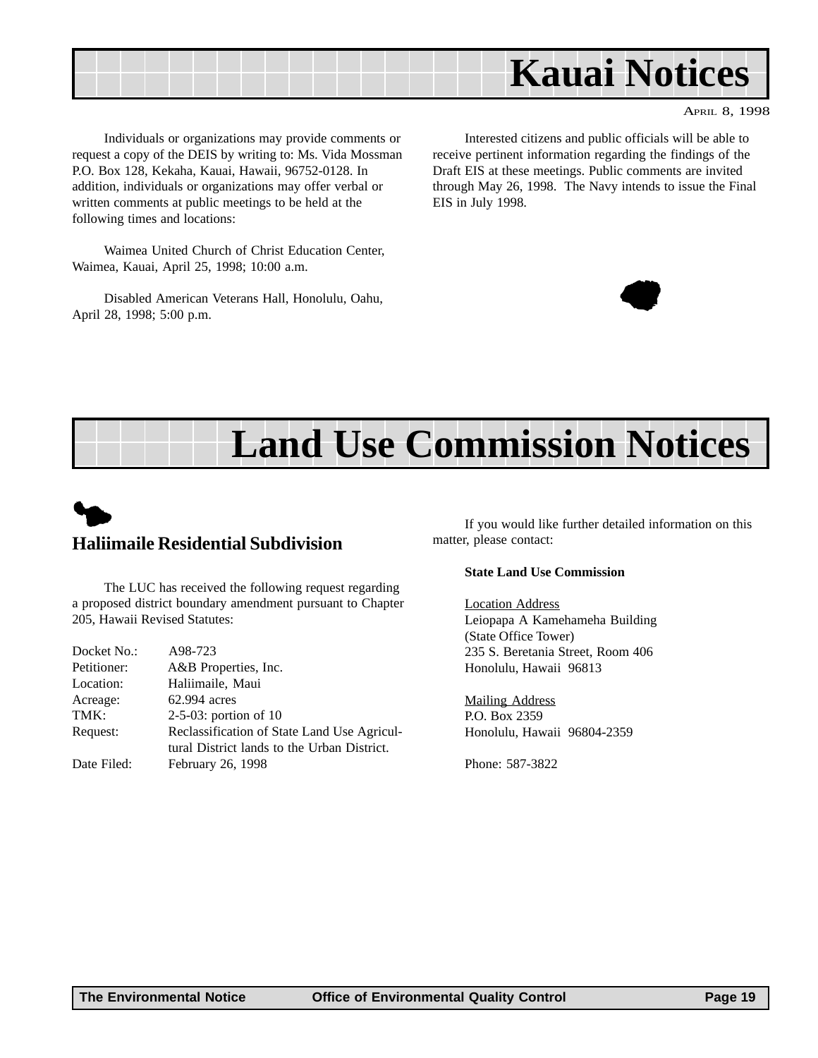# Kauai Notices

Individuals or organizations may provide comments or request a copy of the DEIS by writing to: Ms. Vida Mossman P.O. Box 128, Kekaha, Kauai, Hawaii, 96752-0128. In addition, individuals or organizations may offer verbal or written comments at public meetings to be held at the following times and locations:

Waimea United Church of Christ Education Center, Waimea, Kauai, April 25, 1998; 10:00 a.m.

Disabled American Veterans Hall, Honolulu, Oahu, April 28, 1998; 5:00 p.m.

Interested citizens and public officials will be able to receive pertinent information regarding the findings of the Draft EIS at these meetings. Public comments are invited through May 26, 1998. The Navy intends to issue the Final EIS in July 1998.

# Land Use Commission Notices

## Haliimaile Residential Subdivision

The LUC has received the following request regarding a proposed district boundary amendment pursuant to Chapter 205, Hawaii Revised Statutes:

| | |
|---|---|
| Docket No.: | A98-723 |
| Petitioner: | A&B Properties, Inc. |
| Location: | Haliimaile, Maui |
| Acreage: | 62.994 acres |
| TMK: | 2-5-03: portion of 10 |
| Request: | Reclassification of State Land Use Agricultural District lands to the Urban District. |
| Date Filed: | February 26, 1998 |

If you would like further detailed information on this matter, please contact:

**State Land Use Commission**

Location Address
Leiopapa A Kamehameha Building
(State Office Tower)
235 S. Beretania Street, Room 406
Honolulu, Hawaii 96813

Mailing Address
P.O. Box 2359
Honolulu, Hawaii 96804-2359

Phone: 587-3822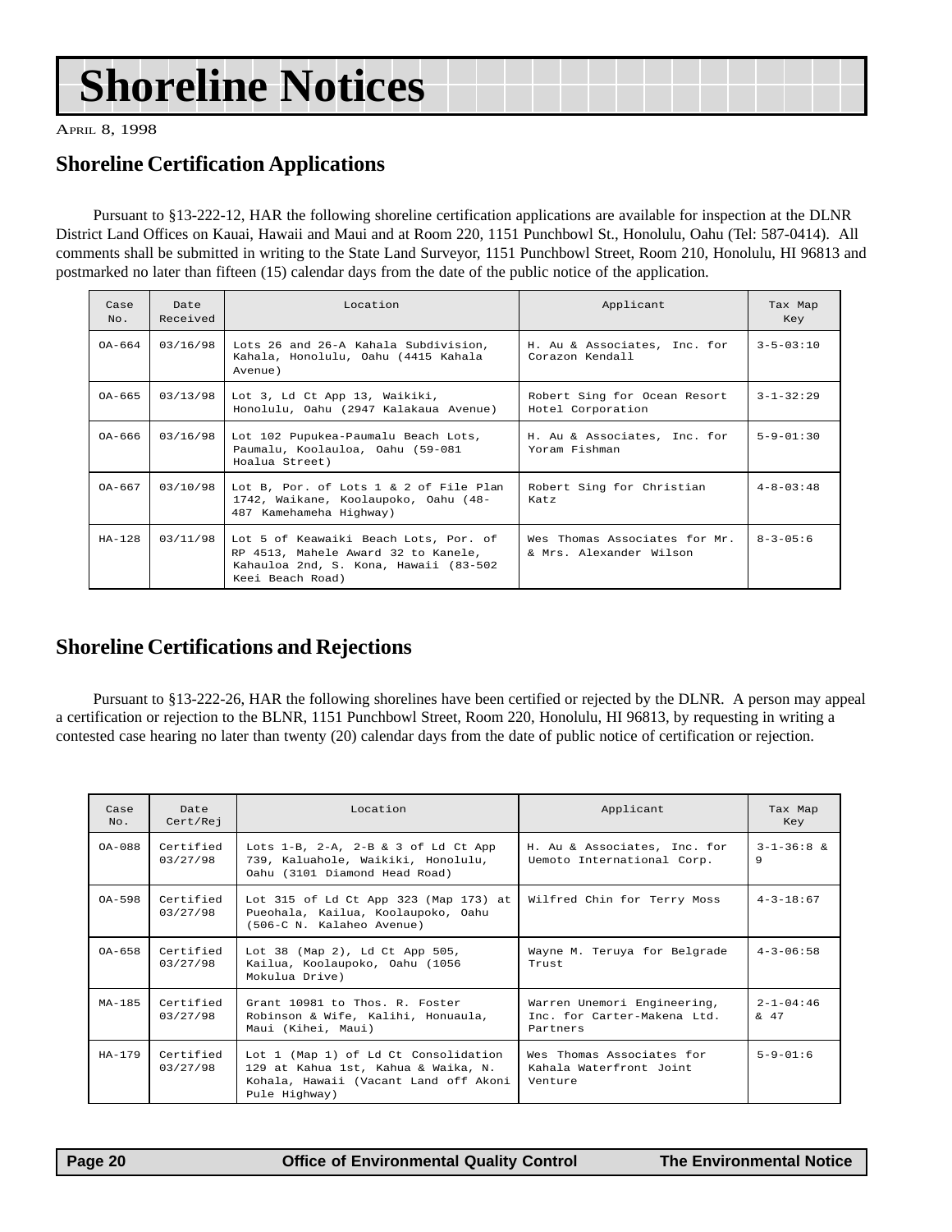# Shoreline Notices

APRIL 8, 1998

## Shoreline Certification Applications

Pursuant to §13-222-12, HAR the following shoreline certification applications are available for inspection at the DLNR District Land Offices on Kauai, Hawaii and Maui and at Room 220, 1151 Punchbowl St., Honolulu, Oahu (Tel: 587-0414). All comments shall be submitted in writing to the State Land Surveyor, 1151 Punchbowl Street, Room 210, Honolulu, HI 96813 and postmarked no later than fifteen (15) calendar days from the date of the public notice of the application.

| Case No. | Date Received | Location | Applicant | Tax Map Key |
|---|---|---|---|---|
| OA-664 | 03/16/98 | Lots 26 and 26-A Kahala Subdivision, Kahala, Honolulu, Oahu (4415 Kahala Avenue) | H. Au & Associates, Inc. for Corazon Kendall | 3-5-03:10 |
| OA-665 | 03/13/98 | Lot 3, Ld Ct App 13, Waikiki, Honolulu, Oahu (2947 Kalakaua Avenue) | Robert Sing for Ocean Resort Hotel Corporation | 3-1-32:29 |
| OA-666 | 03/16/98 | Lot 102 Pupukea-Paumalu Beach Lots, Paumalu, Koolauloa, Oahu (59-081 Hoalua Street) | H. Au & Associates, Inc. for Yoram Fishman | 5-9-01:30 |
| OA-667 | 03/10/98 | Lot B, Por. of Lots 1 & 2 of File Plan 1742, Waikane, Koolaupoko, Oahu (48-487 Kamehameha Highway) | Robert Sing for Christian Katz | 4-8-03:48 |
| HA-128 | 03/11/98 | Lot 5 of Keawaiki Beach Lots, Por. of RP 4513, Mahele Award 32 to Kanele, Kahauloa 2nd, S. Kona, Hawaii (83-502 Keei Beach Road) | Wes Thomas Associates for Mr. & Mrs. Alexander Wilson | 8-3-05:6 |

## Shoreline Certifications and Rejections

Pursuant to §13-222-26, HAR the following shorelines have been certified or rejected by the DLNR. A person may appeal a certification or rejection to the BLNR, 1151 Punchbowl Street, Room 220, Honolulu, HI 96813, by requesting in writing a contested case hearing no later than twenty (20) calendar days from the date of public notice of certification or rejection.

| Case No. | Date Cert/Rej | Location | Applicant | Tax Map Key |
|---|---|---|---|---|
| OA-088 | Certified 03/27/98 | Lots 1-B, 2-A, 2-B & 3 of Ld Ct App 739, Kaluahole, Waikiki, Honolulu, Oahu (3101 Diamond Head Road) | H. Au & Associates, Inc. for Uemoto International Corp. | 3-1-36:8 & 9 |
| OA-598 | Certified 03/27/98 | Lot 315 of Ld Ct App 323 (Map 173) at Pueohala, Kailua, Koolaupoko, Oahu (506-C N. Kalaheo Avenue) | Wilfred Chin for Terry Moss | 4-3-18:67 |
| OA-658 | Certified 03/27/98 | Lot 38 (Map 2), Ld Ct App 505, Kailua, Koolaupoko, Oahu (1056 Mokulua Drive) | Wayne M. Teruya for Belgrade Trust | 4-3-06:58 |
| MA-185 | Certified 03/27/98 | Grant 10981 to Thos. R. Foster Robinson & Wife, Kalihi, Honuaula, Maui (Kihei, Maui) | Warren Unemori Engineering, Inc. for Carter-Makena Ltd. Partners | 2-1-04:46 & 47 |
| HA-179 | Certified 03/27/98 | Lot 1 (Map 1) of Ld Ct Consolidation 129 at Kahua 1st, Kahua & Waika, N. Kohala, Hawaii (Vacant Land off Akoni Pule Highway) | Wes Thomas Associates for Kahala Waterfront Joint Venture | 5-9-01:6 |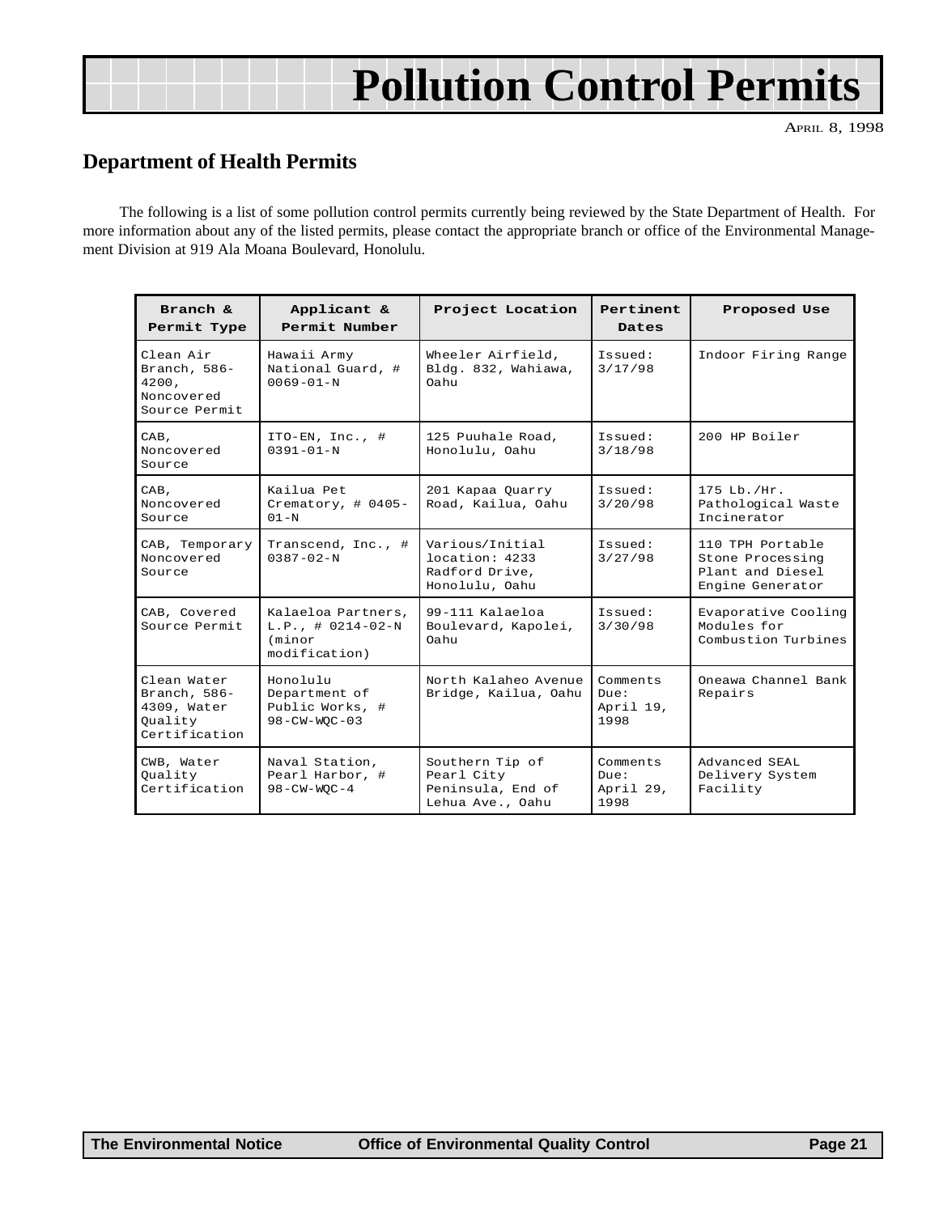# Pollution Control Permits

April 8, 1998

## Department of Health Permits

The following is a list of some pollution control permits currently being reviewed by the State Department of Health. For more information about any of the listed permits, please contact the appropriate branch or office of the Environmental Management Division at 919 Ala Moana Boulevard, Honolulu.

| Branch & Permit Type | Applicant & Permit Number | Project Location | Pertinent Dates | Proposed Use |
|---|---|---|---|---|
| Clean Air Branch, 586-4200, Noncovered Source Permit | Hawaii Army National Guard, # 0069-01-N | Wheeler Airfield, Bldg. 832, Wahiawa, Oahu | Issued: 3/17/98 | Indoor Firing Range |
| CAB, Noncovered Source | ITO-EN, Inc., # 0391-01-N | 125 Puuhale Road, Honolulu, Oahu | Issued: 3/18/98 | 200 HP Boiler |
| CAB, Noncovered Source | Kailua Pet Crematory, # 0405-01-N | 201 Kapaa Quarry Road, Kailua, Oahu | Issued: 3/20/98 | 175 Lb./Hr. Pathological Waste Incinerator |
| CAB, Temporary Noncovered Source | Transcend, Inc., # 0387-02-N | Various/Initial location: 4233 Radford Drive, Honolulu, Oahu | Issued: 3/27/98 | 110 TPH Portable Stone Processing Plant and Diesel Engine Generator |
| CAB, Covered Source Permit | Kalaeloa Partners, L.P., # 0214-02-N (minor modification) | 99-111 Kalaeloa Boulevard, Kapolei, Oahu | Issued: 3/30/98 | Evaporative Cooling Modules for Combustion Turbines |
| Clean Water Branch, 586-4309, Water Quality Certification | Honolulu Department of Public Works, # 98-CW-WQC-03 | North Kalaheo Avenue Bridge, Kailua, Oahu | Comments Due: April 19, 1998 | Oneawa Channel Bank Repairs |
| CWB, Water Quality Certification | Naval Station, Pearl Harbor, # 98-CW-WQC-4 | Southern Tip of Pearl City Peninsula, End of Lehua Ave., Oahu | Comments Due: April 29, 1998 | Advanced SEAL Delivery System Facility |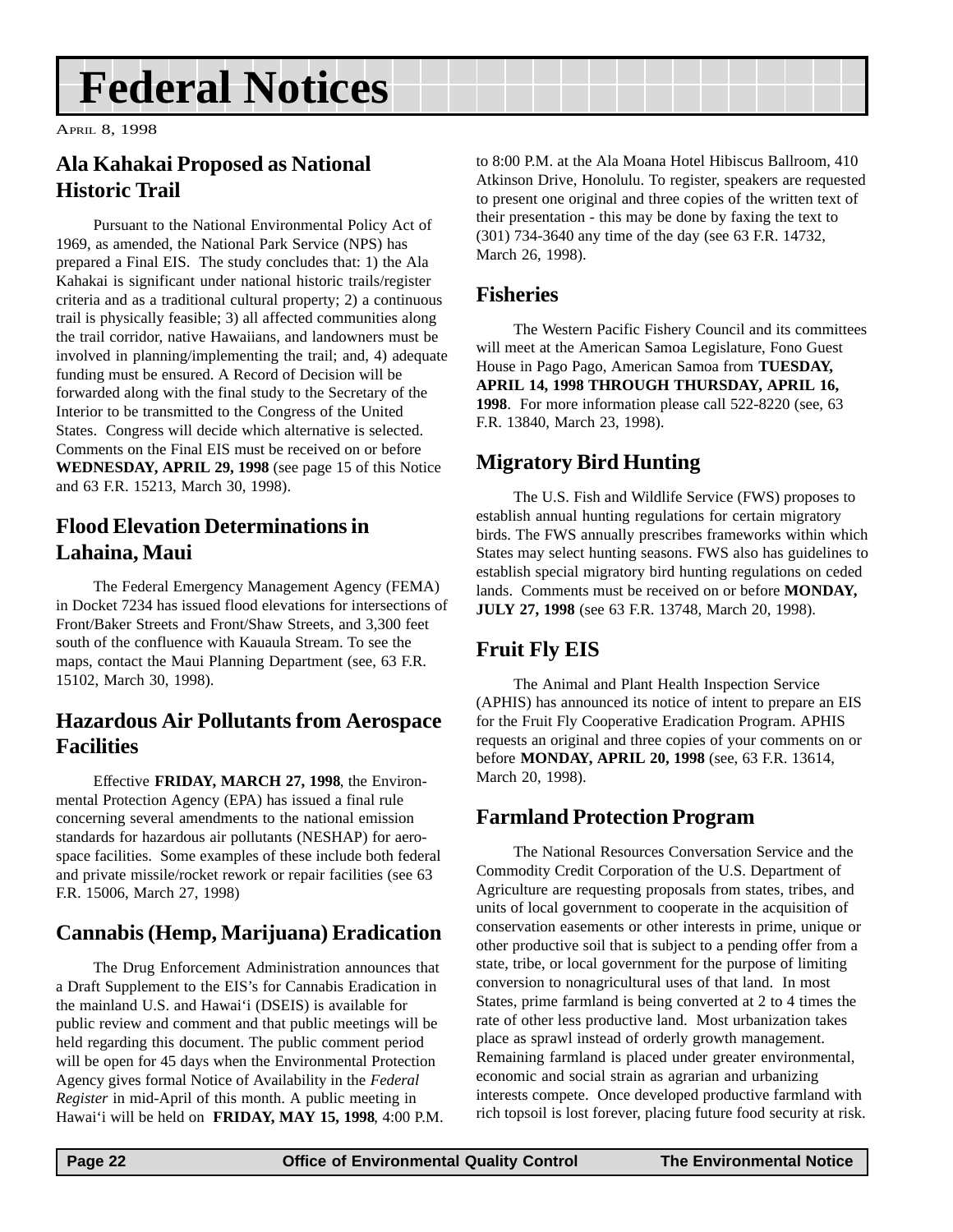# Federal Notices

APRIL 8, 1998

## Ala Kahakai Proposed as National Historic Trail

Pursuant to the National Environmental Policy Act of 1969, as amended, the National Park Service (NPS) has prepared a Final EIS. The study concludes that: 1) the Ala Kahakai is significant under national historic trails/register criteria and as a traditional cultural property; 2) a continuous trail is physically feasible; 3) all affected communities along the trail corridor, native Hawaiians, and landowners must be involved in planning/implementing the trail; and, 4) adequate funding must be ensured. A Record of Decision will be forwarded along with the final study to the Secretary of the Interior to be transmitted to the Congress of the United States. Congress will decide which alternative is selected. Comments on the Final EIS must be received on or before **WEDNESDAY, APRIL 29, 1998** (see page 15 of this Notice and 63 F.R. 15213, March 30, 1998).

## Flood Elevation Determinations in Lahaina, Maui

The Federal Emergency Management Agency (FEMA) in Docket 7234 has issued flood elevations for intersections of Front/Baker Streets and Front/Shaw Streets, and 3,300 feet south of the confluence with Kauaula Stream. To see the maps, contact the Maui Planning Department (see, 63 F.R. 15102, March 30, 1998).

## Hazardous Air Pollutants from Aerospace Facilities

Effective **FRIDAY, MARCH 27, 1998**, the Environmental Protection Agency (EPA) has issued a final rule concerning several amendments to the national emission standards for hazardous air pollutants (NESHAP) for aerospace facilities. Some examples of these include both federal and private missile/rocket rework or repair facilities (see 63 F.R. 15006, March 27, 1998)

## Cannabis (Hemp, Marijuana) Eradication

The Drug Enforcement Administration announces that a Draft Supplement to the EIS's for Cannabis Eradication in the mainland U.S. and Hawai'i (DSEIS) is available for public review and comment and that public meetings will be held regarding this document. The public comment period will be open for 45 days when the Environmental Protection Agency gives formal Notice of Availability in the *Federal Register* in mid-April of this month. A public meeting in Hawai'i will be held on **FRIDAY, MAY 15, 1998**, 4:00 P.M. to 8:00 P.M. at the Ala Moana Hotel Hibiscus Ballroom, 410 Atkinson Drive, Honolulu. To register, speakers are requested to present one original and three copies of the written text of their presentation - this may be done by faxing the text to (301) 734-3640 any time of the day (see 63 F.R. 14732, March 26, 1998).

## Fisheries

The Western Pacific Fishery Council and its committees will meet at the American Samoa Legislature, Fono Guest House in Pago Pago, American Samoa from **TUESDAY, APRIL 14, 1998 THROUGH THURSDAY, APRIL 16, 1998**. For more information please call 522-8220 (see, 63 F.R. 13840, March 23, 1998).

## Migratory Bird Hunting

The U.S. Fish and Wildlife Service (FWS) proposes to establish annual hunting regulations for certain migratory birds. The FWS annually prescribes frameworks within which States may select hunting seasons. FWS also has guidelines to establish special migratory bird hunting regulations on ceded lands. Comments must be received on or before **MONDAY, JULY 27, 1998** (see 63 F.R. 13748, March 20, 1998).

## Fruit Fly EIS

The Animal and Plant Health Inspection Service (APHIS) has announced its notice of intent to prepare an EIS for the Fruit Fly Cooperative Eradication Program. APHIS requests an original and three copies of your comments on or before **MONDAY, APRIL 20, 1998** (see, 63 F.R. 13614, March 20, 1998).

## Farmland Protection Program

The National Resources Conversation Service and the Commodity Credit Corporation of the U.S. Department of Agriculture are requesting proposals from states, tribes, and units of local government to cooperate in the acquisition of conservation easements or other interests in prime, unique or other productive soil that is subject to a pending offer from a state, tribe, or local government for the purpose of limiting conversion to nonagricultural uses of that land. In most States, prime farmland is being converted at 2 to 4 times the rate of other less productive land. Most urbanization takes place as sprawl instead of orderly growth management. Remaining farmland is placed under greater environmental, economic and social strain as agrarian and urbanizing interests compete. Once developed productive farmland with rich topsoil is lost forever, placing future food security at risk.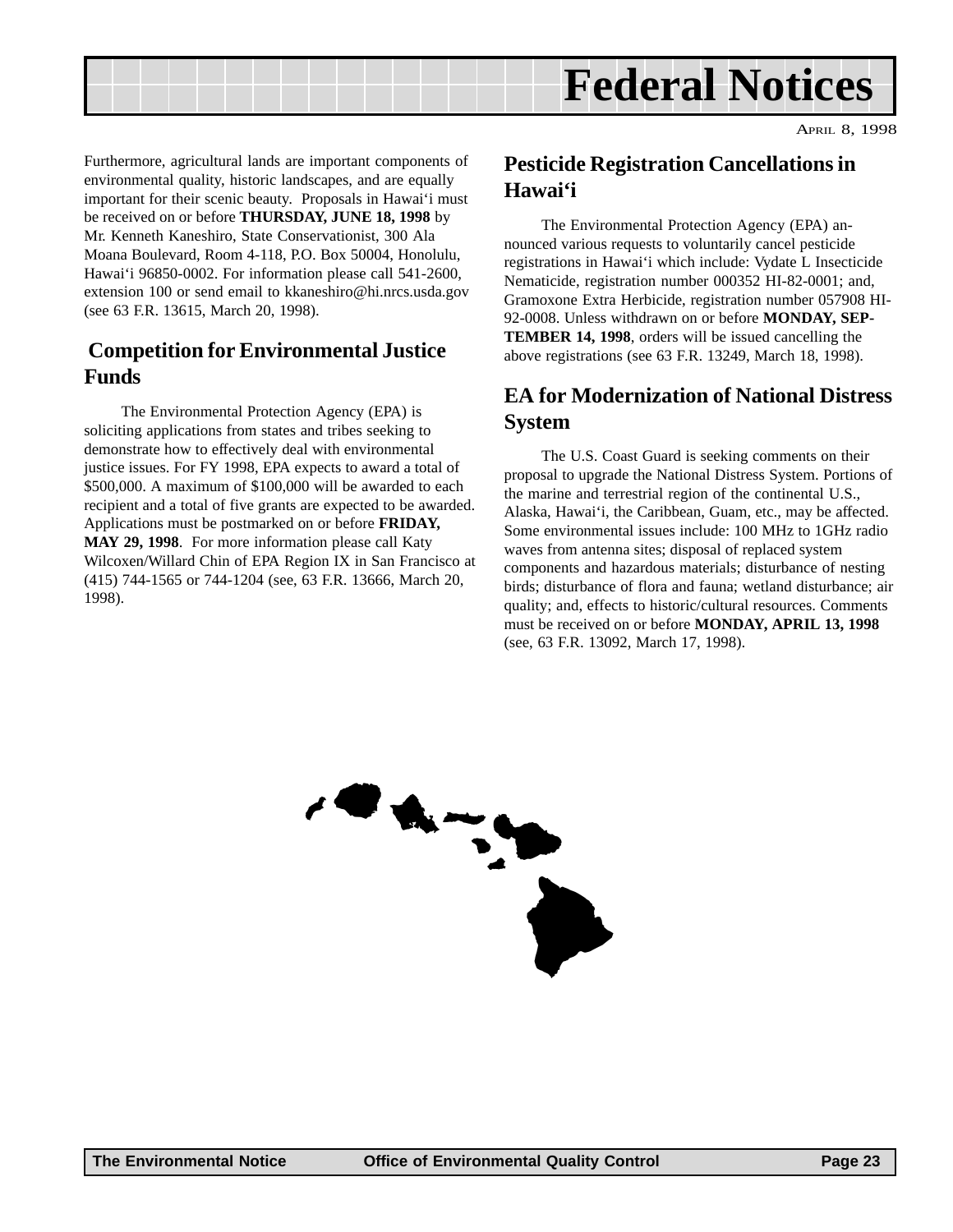Furthermore, agricultural lands are important components of environmental quality, historic landscapes, and are equally important for their scenic beauty. Proposals in Hawai'i must be received on or before **THURSDAY, JUNE 18, 1998** by Mr. Kenneth Kaneshiro, State Conservationist, 300 Ala Moana Boulevard, Room 4-118, P.O. Box 50004, Honolulu, Hawai'i 96850-0002. For information please call 541-2600, extension 100 or send email to kkaneshiro@hi.nrcs.usda.gov (see 63 F.R. 13615, March 20, 1998).

## Competition for Environmental Justice Funds

The Environmental Protection Agency (EPA) is soliciting applications from states and tribes seeking to demonstrate how to effectively deal with environmental justice issues. For FY 1998, EPA expects to award a total of $500,000. A maximum of $100,000 will be awarded to each recipient and a total of five grants are expected to be awarded. Applications must be postmarked on or before **FRIDAY, MAY 29, 1998**. For more information please call Katy Wilcoxen/Willard Chin of EPA Region IX in San Francisco at (415) 744-1565 or 744-1204 (see, 63 F.R. 13666, March 20, 1998).

## Pesticide Registration Cancellations in Hawai'i

The Environmental Protection Agency (EPA) announced various requests to voluntarily cancel pesticide registrations in Hawai'i which include: Vydate L Insecticide Nematicide, registration number 000352 HI-82-0001; and, Gramoxone Extra Herbicide, registration number 057908 HI-92-0008. Unless withdrawn on or before **MONDAY, SEPTEMBER 14, 1998**, orders will be issued cancelling the above registrations (see 63 F.R. 13249, March 18, 1998).

## EA for Modernization of National Distress System

The U.S. Coast Guard is seeking comments on their proposal to upgrade the National Distress System. Portions of the marine and terrestrial region of the continental U.S., Alaska, Hawai'i, the Caribbean, Guam, etc., may be affected. Some environmental issues include: 100 MHz to 1GHz radio waves from antenna sites; disposal of replaced system components and hazardous materials; disturbance of nesting birds; disturbance of flora and fauna; wetland disturbance; air quality; and, effects to historic/cultural resources. Comments must be received on or before **MONDAY, APRIL 13, 1998** (see, 63 F.R. 13092, March 17, 1998).